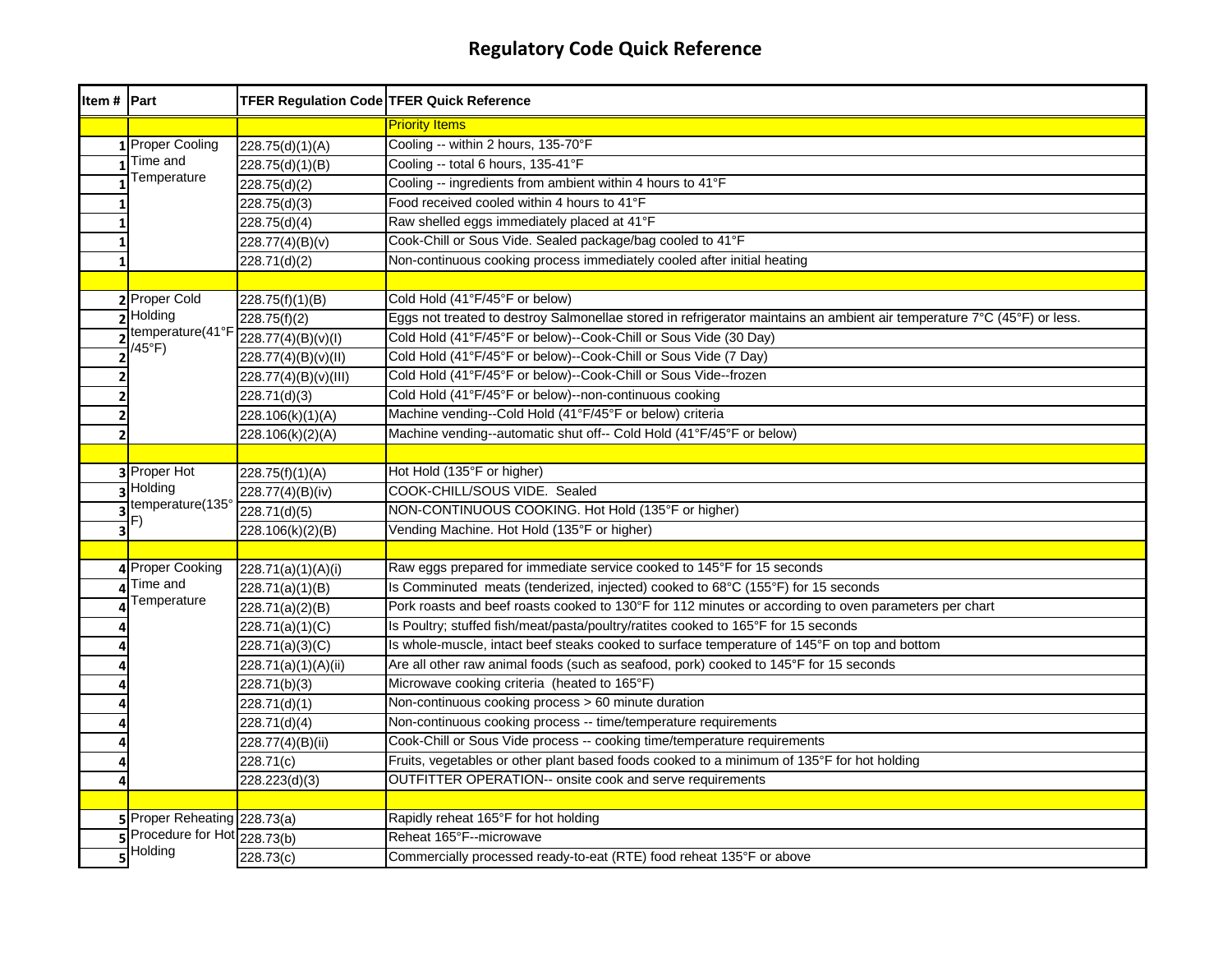# Regulatory Code Quick Reference

| Item # | Part | TFER Regulation Code | TFER Quick Reference |
|---|---|---|---|
| | | | Priority Items |
| 1 | Proper Cooling Time and Temperature | 228.75(d)(1)(A) | Cooling -- within 2 hours, 135-70°F |
| 1 | | 228.75(d)(1)(B) | Cooling -- total 6 hours, 135-41°F |
| 1 | | 228.75(d)(2) | Cooling -- ingredients from ambient within 4 hours to 41°F |
| 1 | | 228.75(d)(3) | Food received cooled within 4 hours to 41°F |
| 1 | | 228.75(d)(4) | Raw shelled eggs immediately placed at 41°F |
| 1 | | 228.77(4)(B)(v) | Cook-Chill or Sous Vide. Sealed package/bag cooled to 41°F |
| 1 | | 228.71(d)(2) | Non-continuous cooking process immediately cooled after initial heating |
| | | | |
| 2 | Proper Cold Holding temperature(41°F /45°F) | 228.75(f)(1)(B) | Cold Hold (41°F/45°F or below) |
| 2 | | 228.75(f)(2) | Eggs not treated to destroy Salmonellae stored in refrigerator maintains an ambient air temperature 7°C (45°F) or less. |
| 2 | | 228.77(4)(B)(v)(I) | Cold Hold (41°F/45°F or below)--Cook-Chill or Sous Vide (30 Day) |
| 2 | | 228.77(4)(B)(v)(II) | Cold Hold (41°F/45°F or below)--Cook-Chill or Sous Vide (7 Day) |
| 2 | | 228.77(4)(B)(v)(III) | Cold Hold (41°F/45°F or below)--Cook-Chill or Sous Vide--frozen |
| 2 | | 228.71(d)(3) | Cold Hold (41°F/45°F or below)--non-continuous cooking |
| 2 | | 228.106(k)(1)(A) | Machine vending--Cold Hold (41°F/45°F or below) criteria |
| 2 | | 228.106(k)(2)(A) | Machine vending--automatic shut off-- Cold Hold (41°F/45°F or below) |
| | | | |
| 3 | Proper Hot Holding temperature(135°F) | 228.75(f)(1)(A) | Hot Hold (135°F or higher) |
| 3 | | 228.77(4)(B)(iv) | COOK-CHILL/SOUS VIDE. Sealed |
| 3 | | 228.71(d)(5) | NON-CONTINUOUS COOKING. Hot Hold (135°F or higher) |
| 3 | | 228.106(k)(2)(B) | Vending Machine. Hot Hold (135°F or higher) |
| | | | |
| 4 | Proper Cooking Time and Temperature | 228.71(a)(1)(A)(i) | Raw eggs prepared for immediate service cooked to 145°F for 15 seconds |
| 4 | | 228.71(a)(1)(B) | Is Comminuted meats (tenderized, injected) cooked to 68°C (155°F) for 15 seconds |
| 4 | | 228.71(a)(2)(B) | Pork roasts and beef roasts cooked to 130°F for 112 minutes or according to oven parameters per chart |
| 4 | | 228.71(a)(1)(C) | Is Poultry; stuffed fish/meat/pasta/poultry/ratites cooked to 165°F for 15 seconds |
| 4 | | 228.71(a)(3)(C) | Is whole-muscle, intact beef steaks cooked to surface temperature of 145°F on top and bottom |
| 4 | | 228.71(a)(1)(A)(ii) | Are all other raw animal foods (such as seafood, pork) cooked to 145°F for 15 seconds |
| 4 | | 228.71(b)(3) | Microwave cooking criteria (heated to 165°F) |
| 4 | | 228.71(d)(1) | Non-continuous cooking process > 60 minute duration |
| 4 | | 228.71(d)(4) | Non-continuous cooking process -- time/temperature requirements |
| 4 | | 228.77(4)(B)(ii) | Cook-Chill or Sous Vide process -- cooking time/temperature requirements |
| 4 | | 228.71(c) | Fruits, vegetables or other plant based foods cooked to a minimum of 135°F for hot holding |
| 4 | | 228.223(d)(3) | OUTFITTER OPERATION-- onsite cook and serve requirements |
| | | | |
| 5 | Proper Reheating Procedure for Hot Holding | 228.73(a) | Rapidly reheat 165°F for hot holding |
| 5 | | 228.73(b) | Reheat 165°F--microwave |
| 5 | | 228.73(c) | Commercially processed ready-to-eat (RTE) food reheat 135°F or above |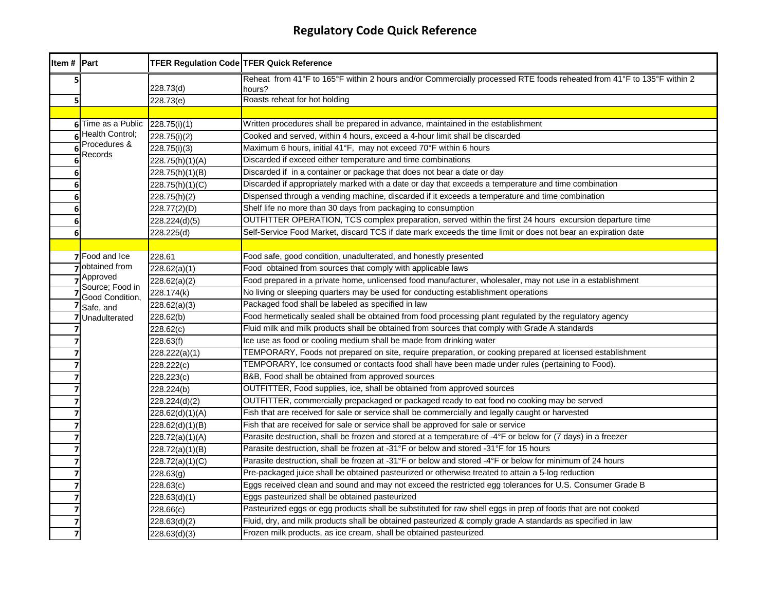# Regulatory Code Quick Reference

| Item # | Part | TFER Regulation Code | TFER Quick Reference |
|---|---|---|---|
| 5 | | 228.73(d) | Reheat from 41°F to 165°F within 2 hours and/or Commercially processed RTE foods reheated from 41°F to 135°F within 2 hours? |
| 5 | | 228.73(e) | Roasts reheat for hot holding |
| | | | |
| 6 | Time as a Public Health Control; Procedures & Records | 228.75(i)(1) | Written procedures shall be prepared in advance, maintained in the establishment |
| 6 | | 228.75(i)(2) | Cooked and served, within 4 hours, exceed a 4-hour limit shall be discarded |
| 6 | | 228.75(i)(3) | Maximum 6 hours, initial 41°F, may not exceed 70°F within 6 hours |
| 6 | | 228.75(h)(1)(A) | Discarded if exceed either temperature and time combinations |
| 6 | | 228.75(h)(1)(B) | Discarded if in a container or package that does not bear a date or day |
| 6 | | 228.75(h)(1)(C) | Discarded if appropriately marked with a date or day that exceeds a temperature and time combination |
| 6 | | 228.75(h)(2) | Dispensed through a vending machine, discarded if it exceeds a temperature and time combination |
| 6 | | 228.77(2)(D) | Shelf life no more than 30 days from packaging to consumption |
| 6 | | 228.224(d)(5) | OUTFITTER OPERATION, TCS complex preparation, served within the first 24 hours excursion departure time |
| 6 | | 228.225(d) | Self-Service Food Market, discard TCS if date mark exceeds the time limit or does not bear an expiration date |
| | | | |
| 7 | Food and Ice obtained from Approved Source; Food in Good Condition, Safe, and Unadulterated | 228.61 | Food safe, good condition, unadulterated, and honestly presented |
| 7 | | 228.62(a)(1) | Food obtained from sources that comply with applicable laws |
| 7 | | 228.62(a)(2) | Food prepared in a private home, unlicensed food manufacturer, wholesaler, may not use in a establishment |
| 7 | | 228.174(k) | No living or sleeping quarters may be used for conducting establishment operations |
| 7 | | 228.62(a)(3) | Packaged food shall be labeled as specified in law |
| 7 | | 228.62(b) | Food hermetically sealed shall be obtained from food processing plant regulated by the regulatory agency |
| 7 | | 228.62(c) | Fluid milk and milk products shall be obtained from sources that comply with Grade A standards |
| 7 | | 228.63(f) | Ice use as food or cooling medium shall be made from drinking water |
| 7 | | 228.222(a)(1) | TEMPORARY, Foods not prepared on site, require preparation, or cooking prepared at licensed establishment |
| 7 | | 228.222(c) | TEMPORARY, Ice consumed or contacts food shall have been made under rules (pertaining to Food). |
| 7 | | 228.223(c) | B&B, Food shall be obtained from approved sources |
| 7 | | 228.224(b) | OUTFITTER, Food supplies, ice, shall be obtained from approved sources |
| 7 | | 228.224(d)(2) | OUTFITTER, commercially prepackaged or packaged ready to eat food no cooking may be served |
| 7 | | 228.62(d)(1)(A) | Fish that are received for sale or service shall be commercially and legally caught or harvested |
| 7 | | 228.62(d)(1)(B) | Fish that are received for sale or service shall be approved for sale or service |
| 7 | | 228.72(a)(1)(A) | Parasite destruction, shall be frozen and stored at a temperature of -4°F or below for (7 days) in a freezer |
| 7 | | 228.72(a)(1)(B) | Parasite destruction, shall be frozen at -31°F or below and stored -31°F for 15 hours |
| 7 | | 228.72(a)(1)(C) | Parasite destruction, shall be frozen at -31°F or below and stored -4°F or below for minimum of 24 hours |
| 7 | | 228.63(g) | Pre-packaged juice shall be obtained pasteurized or otherwise treated to attain a 5-log reduction |
| 7 | | 228.63(c) | Eggs received clean and sound and may not exceed the restricted egg tolerances for U.S. Consumer Grade B |
| 7 | | 228.63(d)(1) | Eggs pasteurized shall be obtained pasteurized |
| 7 | | 228.66(c) | Pasteurized eggs or egg products shall be substituted for raw shell eggs in prep of foods that are not cooked |
| 7 | | 228.63(d)(2) | Fluid, dry, and milk products shall be obtained pasteurized & comply grade A standards as specified in law |
| 7 | | 228.63(d)(3) | Frozen milk products, as ice cream, shall be obtained pasteurized |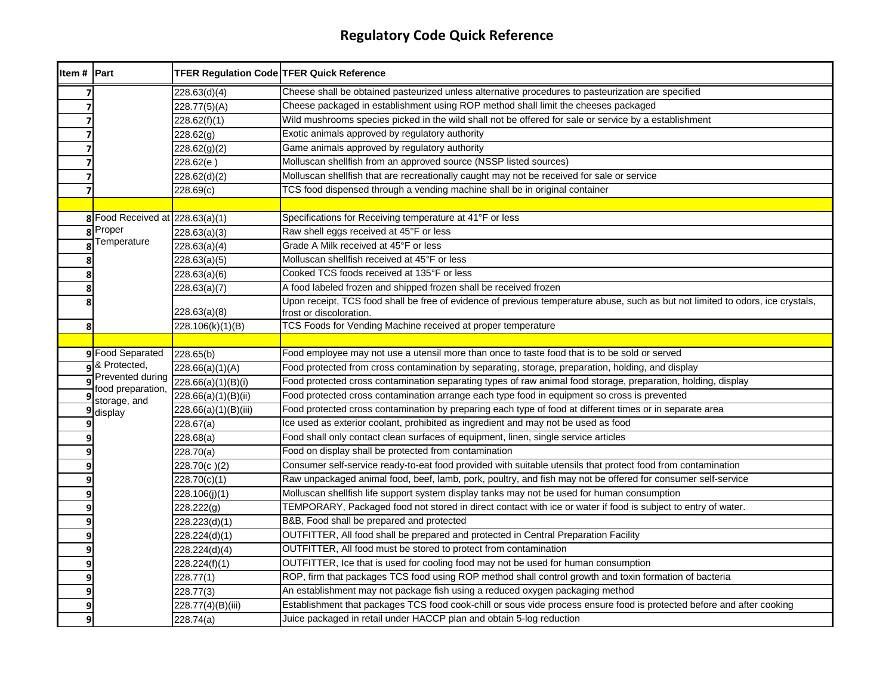# Regulatory Code Quick Reference

| Item # | Part | TFER Regulation Code | TFER Quick Reference |
|---|---|---|---|
| 7 | | 228.63(d)(4) | Cheese shall be obtained pasteurized unless alternative procedures to pasteurization are specified |
| 7 | | 228.77(5)(A) | Cheese packaged in establishment using ROP method shall limit the cheeses packaged |
| 7 | | 228.62(f)(1) | Wild mushrooms species picked in the wild shall not be offered for sale or service by a establishment |
| 7 | | 228.62(g) | Exotic animals approved by regulatory authority |
| 7 | | 228.62(g)(2) | Game animals approved by regulatory authority |
| 7 | | 228.62(e ) | Molluscan shellfish from an approved source (NSSP listed sources) |
| 7 | | 228.62(d)(2) | Molluscan shellfish that are recreationally caught may not be received for sale or service |
| 7 | | 228.69(c) | TCS food dispensed through a vending machine shall be in original container |
| | | | |
| 8 | Food Received at Proper Temperature | 228.63(a)(1) | Specifications for Receiving temperature at 41°F or less |
| 8 | | 228.63(a)(3) | Raw shell eggs received at 45°F or less |
| 8 | | 228.63(a)(4) | Grade A Milk received at 45°F or less |
| 8 | | 228.63(a)(5) | Molluscan shellfish received at 45°F or less |
| 8 | | 228.63(a)(6) | Cooked TCS foods received at 135°F or less |
| 8 | | 228.63(a)(7) | A food labeled frozen and shipped frozen shall be received frozen |
| 8 | | 228.63(a)(8) | Upon receipt, TCS food shall be free of evidence of previous temperature abuse, such as but not limited to odors, ice crystals, frost or discoloration. |
| 8 | | 228.106(k)(1)(B) | TCS Foods for Vending Machine received at proper temperature |
| | | | |
| 9 | Food Separated & Protected, Prevented during food preparation, storage, and display | 228.65(b) | Food employee may not use a utensil more than once to taste food that is to be sold or served |
| 9 | | 228.66(a)(1)(A) | Food protected from cross contamination by separating, storage, preparation, holding, and display |
| 9 | | 228.66(a)(1)(B)(i) | Food protected cross contamination separating types of raw animal food storage, preparation, holding, display |
| 9 | | 228.66(a)(1)(B)(ii) | Food protected cross contamination arrange each type food in equipment so cross is prevented |
| 9 | | 228.66(a)(1)(B)(iii) | Food protected cross contamination by preparing each type of food at different times or in separate area |
| 9 | | 228.67(a) | Ice used as exterior coolant, prohibited as ingredient and may not be used as food |
| 9 | | 228.68(a) | Food shall only contact clean surfaces of equipment, linen, single service articles |
| 9 | | 228.70(a) | Food on display shall be protected from contamination |
| 9 | | 228.70(c )(2) | Consumer self-service ready-to-eat food provided with suitable utensils that protect food from contamination |
| 9 | | 228.70(c)(1) | Raw unpackaged animal food, beef, lamb, pork, poultry, and fish may not be offered for consumer self-service |
| 9 | | 228.106(j)(1) | Molluscan shellfish life support system display tanks may not be used for human consumption |
| 9 | | 228.222(g) | TEMPORARY, Packaged food not stored in direct contact with ice or water if food is subject to entry of water. |
| 9 | | 228.223(d)(1) | B&B, Food shall be prepared and protected |
| 9 | | 228.224(d)(1) | OUTFITTER, All food shall be prepared and protected in Central Preparation Facility |
| 9 | | 228.224(d)(4) | OUTFITTER, All food must be stored to protect from contamination |
| 9 | | 228.224(f)(1) | OUTFITTER, Ice that is used for cooling food may not be used for human consumption |
| 9 | | 228.77(1) | ROP, firm that packages TCS food using ROP method shall control growth and toxin formation of bacteria |
| 9 | | 228.77(3) | An establishment may not package fish using a reduced oxygen packaging method |
| 9 | | 228.77(4)(B)(iii) | Establishment that packages TCS food cook-chill or sous vide process ensure food is protected before and after cooking |
| 9 | | 228.74(a) | Juice packaged in retail under HACCP plan and obtain 5-log reduction |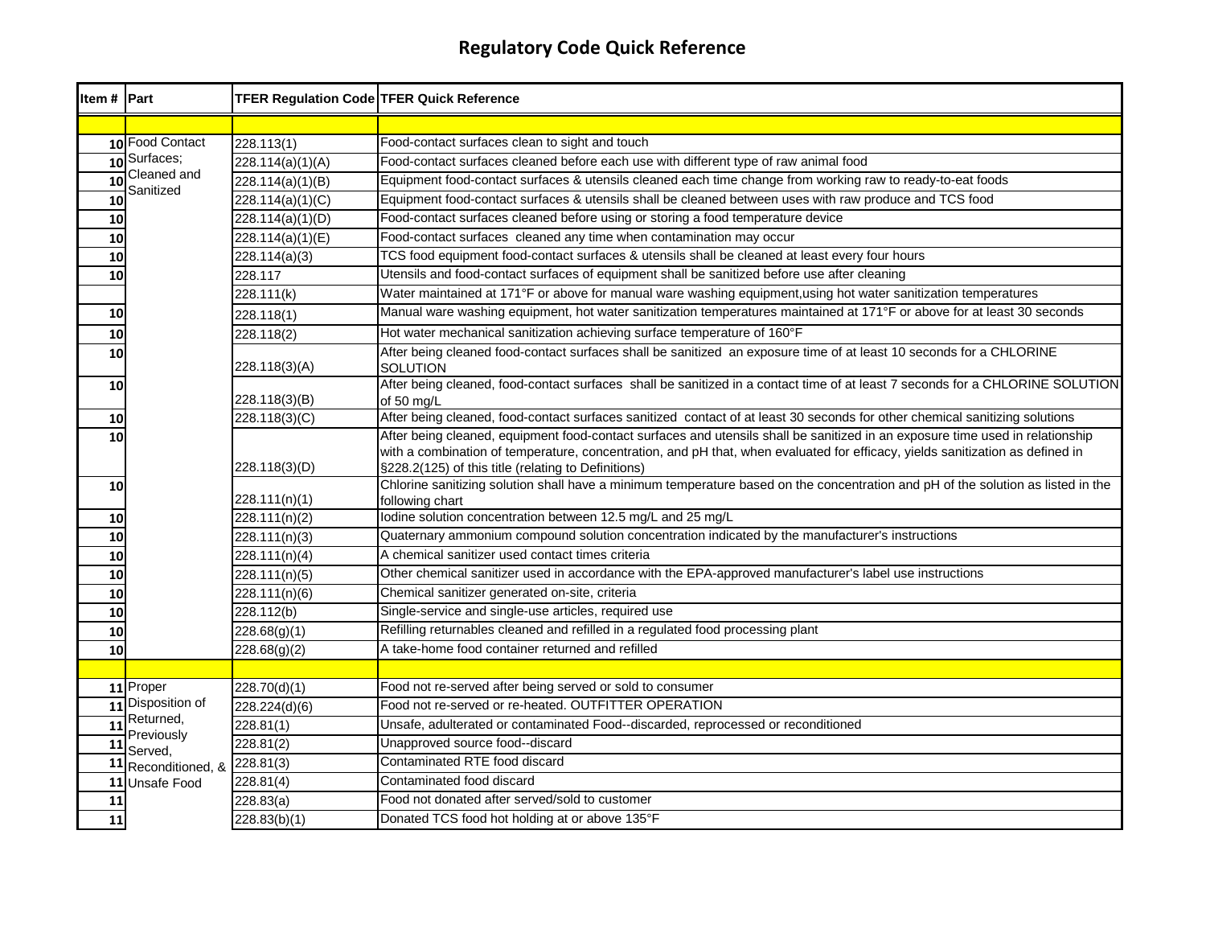# Regulatory Code Quick Reference

| Item # | Part | TFER Regulation Code | TFER Quick Reference |
|---|---|---|---|
| | | | |
| 10 | Food Contact Surfaces; Cleaned and Sanitized | 228.113(1) | Food-contact surfaces clean to sight and touch |
| 10 | | 228.114(a)(1)(A) | Food-contact surfaces cleaned before each use with different type of raw animal food |
| 10 | | 228.114(a)(1)(B) | Equipment food-contact surfaces & utensils cleaned each time change from working raw to ready-to-eat foods |
| 10 | | 228.114(a)(1)(C) | Equipment food-contact surfaces & utensils shall be cleaned between uses with raw produce and TCS food |
| 10 | | 228.114(a)(1)(D) | Food-contact surfaces cleaned before using or storing a food temperature device |
| 10 | | 228.114(a)(1)(E) | Food-contact surfaces cleaned any time when contamination may occur |
| 10 | | 228.114(a)(3) | TCS food equipment food-contact surfaces & utensils shall be cleaned at least every four hours |
| 10 | | 228.117 | Utensils and food-contact surfaces of equipment shall be sanitized before use after cleaning |
| | | 228.111(k) | Water maintained at 171°F or above for manual ware washing equipment,using hot water sanitization temperatures |
| 10 | | 228.118(1) | Manual ware washing equipment, hot water sanitization temperatures maintained at 171°F or above for at least 30 seconds |
| 10 | | 228.118(2) | Hot water mechanical sanitization achieving surface temperature of 160°F |
| 10 | | 228.118(3)(A) | After being cleaned food-contact surfaces shall be sanitized an exposure time of at least 10 seconds for a CHLORINE SOLUTION |
| 10 | | 228.118(3)(B) | After being cleaned, food-contact surfaces shall be sanitized in a contact time of at least 7 seconds for a CHLORINE SOLUTION of 50 mg/L |
| 10 | | 228.118(3)(C) | After being cleaned, food-contact surfaces sanitized contact of at least 30 seconds for other chemical sanitizing solutions |
| 10 | | 228.118(3)(D) | After being cleaned, equipment food-contact surfaces and utensils shall be sanitized in an exposure time used in relationship with a combination of temperature, concentration, and pH that, when evaluated for efficacy, yields sanitization as defined in §228.2(125) of this title (relating to Definitions) |
| 10 | | 228.111(n)(1) | Chlorine sanitizing solution shall have a minimum temperature based on the concentration and pH of the solution as listed in the following chart |
| 10 | | 228.111(n)(2) | Iodine solution concentration between 12.5 mg/L and 25 mg/L |
| 10 | | 228.111(n)(3) | Quaternary ammonium compound solution concentration indicated by the manufacturer's instructions |
| 10 | | 228.111(n)(4) | A chemical sanitizer used contact times criteria |
| 10 | | 228.111(n)(5) | Other chemical sanitizer used in accordance with the EPA-approved manufacturer's label use instructions |
| 10 | | 228.111(n)(6) | Chemical sanitizer generated on-site, criteria |
| 10 | | 228.112(b) | Single-service and single-use articles, required use |
| 10 | | 228.68(g)(1) | Refilling returnables cleaned and refilled in a regulated food processing plant |
| 10 | | 228.68(g)(2) | A take-home food container returned and refilled |
| | | | |
| 11 | Proper Disposition of Returned, Previously Served, Reconditioned, & Unsafe Food | 228.70(d)(1) | Food not re-served after being served or sold to consumer |
| 11 | | 228.224(d)(6) | Food not re-served or re-heated. OUTFITTER OPERATION |
| 11 | | 228.81(1) | Unsafe, adulterated or contaminated Food--discarded, reprocessed or reconditioned |
| 11 | | 228.81(2) | Unapproved source food--discard |
| 11 | | 228.81(3) | Contaminated RTE food discard |
| 11 | | 228.81(4) | Contaminated food discard |
| 11 | | 228.83(a) | Food not donated after served/sold to customer |
| 11 | | 228.83(b)(1) | Donated TCS food hot holding at or above 135°F |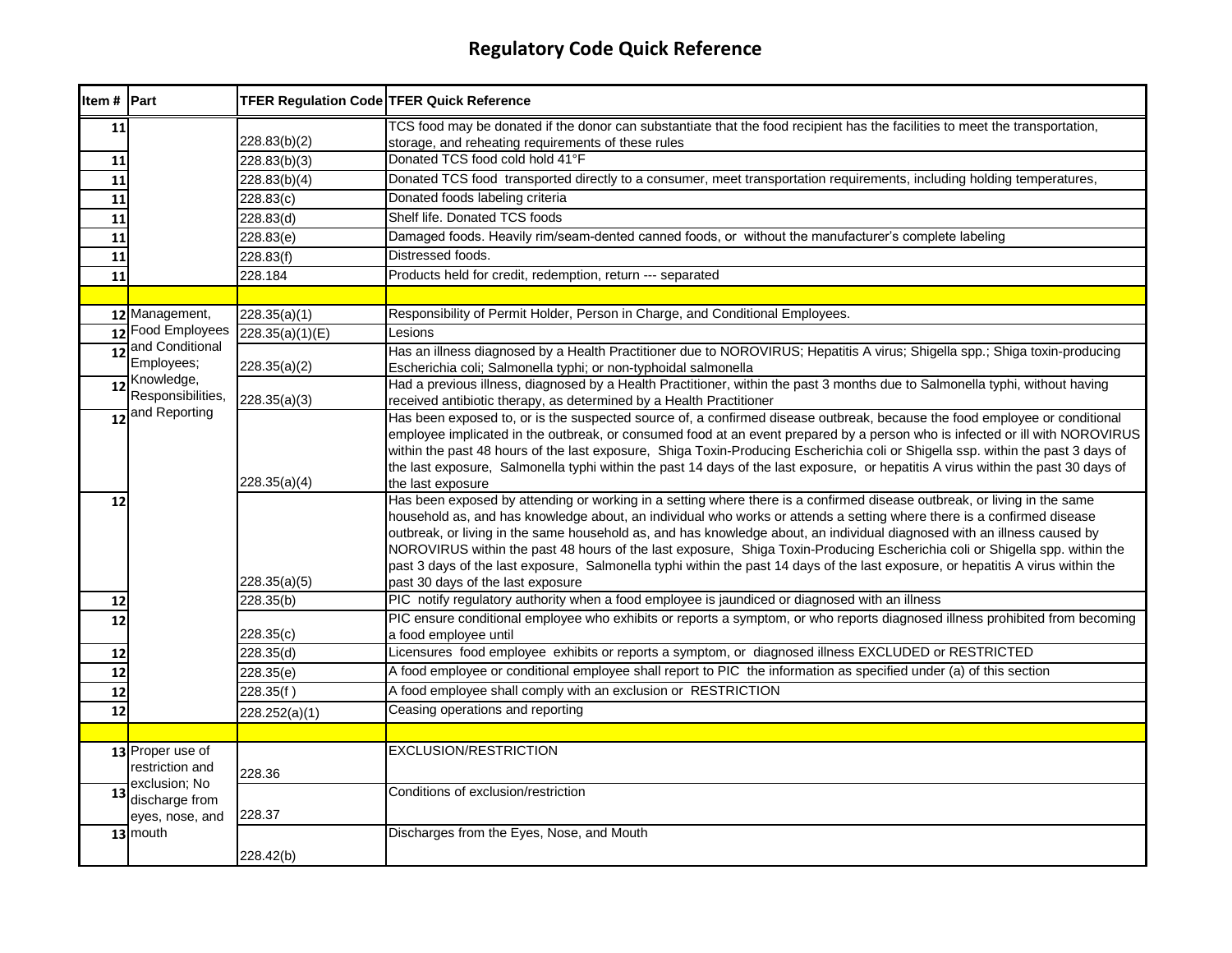# Regulatory Code Quick Reference

| Item # | Part | TFER Regulation Code | TFER Quick Reference |
|---|---|---|---|
| 11 | | 228.83(b)(2) | TCS food may be donated if the donor can substantiate that the food recipient has the facilities to meet the transportation, storage, and reheating requirements of these rules |
| 11 | | 228.83(b)(3) | Donated TCS food cold hold 41°F |
| 11 | | 228.83(b)(4) | Donated TCS food transported directly to a consumer, meet transportation requirements, including holding temperatures, |
| 11 | | 228.83(c) | Donated foods labeling criteria |
| 11 | | 228.83(d) | Shelf life. Donated TCS foods |
| 11 | | 228.83(e) | Damaged foods. Heavily rim/seam-dented canned foods, or without the manufacturer's complete labeling |
| 11 | | 228.83(f) | Distressed foods. |
| 11 | | 228.184 | Products held for credit, redemption, return --- separated |
| | | | |
| 12 | Management, Food Employees and Conditional Employees; Knowledge, Responsibilities, and Reporting | 228.35(a)(1) | Responsibility of Permit Holder, Person in Charge, and Conditional Employees. |
| 12 | | 228.35(a)(1)(E) | Lesions |
| 12 | | 228.35(a)(2) | Has an illness diagnosed by a Health Practitioner due to NOROVIRUS; Hepatitis A virus; Shigella spp.; Shiga toxin-producing Escherichia coli; Salmonella typhi; or non-typhoidal salmonella |
| 12 | | 228.35(a)(3) | Had a previous illness, diagnosed by a Health Practitioner, within the past 3 months due to Salmonella typhi, without having received antibiotic therapy, as determined by a Health Practitioner |
| 12 | | 228.35(a)(4) | Has been exposed to, or is the suspected source of, a confirmed disease outbreak, because the food employee or conditional employee implicated in the outbreak, or consumed food at an event prepared by a person who is infected or ill with NOROVIRUS within the past 48 hours of the last exposure, Shiga Toxin-Producing Escherichia coli or Shigella ssp. within the past 3 days of the last exposure, Salmonella typhi within the past 14 days of the last exposure, or hepatitis A virus within the past 30 days of the last exposure |
| 12 | | 228.35(a)(5) | Has been exposed by attending or working in a setting where there is a confirmed disease outbreak, or living in the same household as, and has knowledge about, an individual who works or attends a setting where there is a confirmed disease outbreak, or living in the same household as, and has knowledge about, an individual diagnosed with an illness caused by NOROVIRUS within the past 48 hours of the last exposure, Shiga Toxin-Producing Escherichia coli or Shigella spp. within the past 3 days of the last exposure, Salmonella typhi within the past 14 days of the last exposure, or hepatitis A virus within the past 30 days of the last exposure |
| 12 | | 228.35(b) | PIC notify regulatory authority when a food employee is jaundiced or diagnosed with an illness |
| 12 | | 228.35(c) | PIC ensure conditional employee who exhibits or reports a symptom, or who reports diagnosed illness prohibited from becoming a food employee until |
| 12 | | 228.35(d) | Licensures food employee exhibits or reports a symptom, or diagnosed illness EXCLUDED or RESTRICTED |
| 12 | | 228.35(e) | A food employee or conditional employee shall report to PIC the information as specified under (a) of this section |
| 12 | | 228.35(f ) | A food employee shall comply with an exclusion or RESTRICTION |
| 12 | | 228.252(a)(1) | Ceasing operations and reporting |
| | | | |
| 13 | Proper use of restriction and exclusion; No discharge from eyes, nose, and mouth | 228.36 | EXCLUSION/RESTRICTION |
| 13 | | 228.37 | Conditions of exclusion/restriction |
| 13 | | 228.42(b) | Discharges from the Eyes, Nose, and Mouth |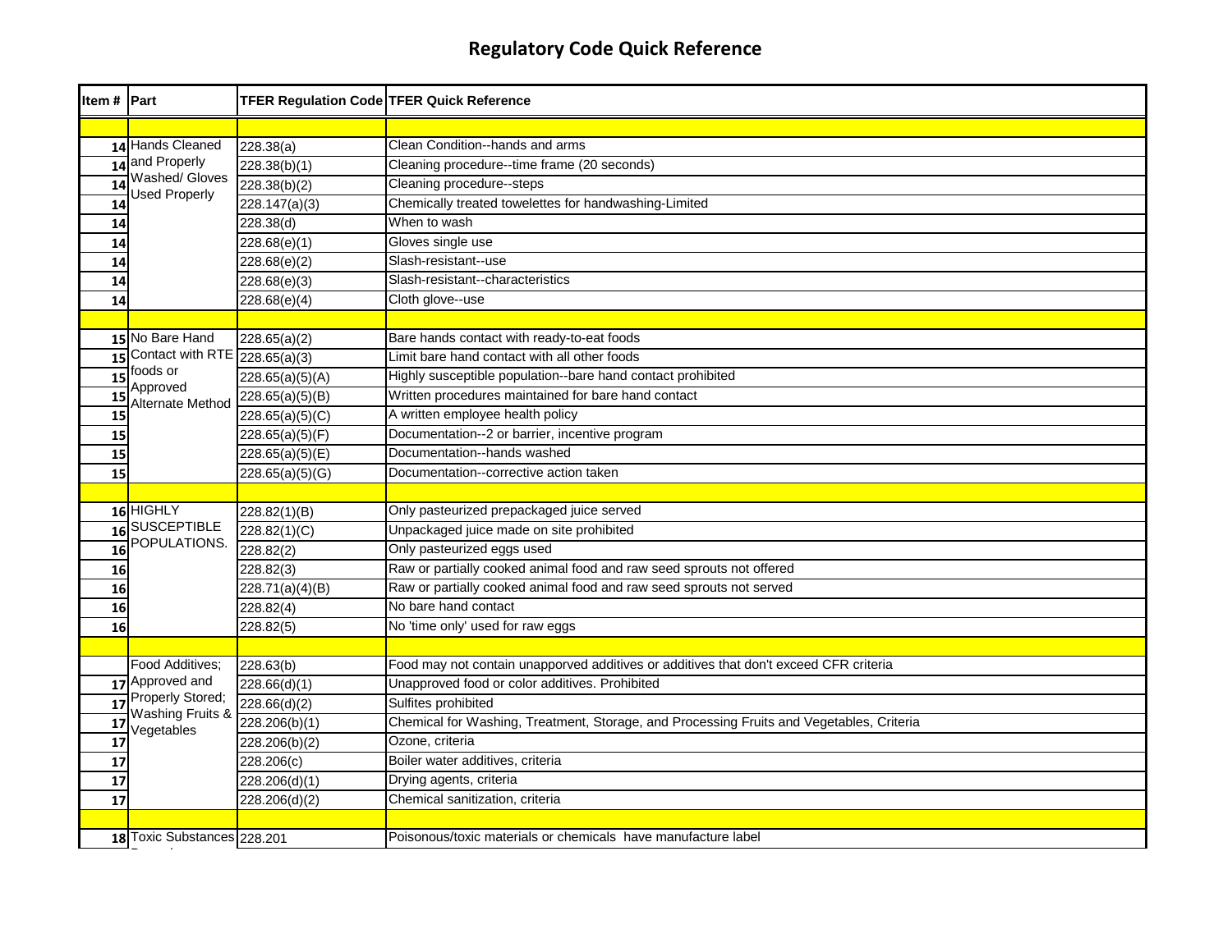# Regulatory Code Quick Reference

| Item # | Part | TFER Regulation Code | TFER Quick Reference |
|---|---|---|---|
| | | | |
| 14 | Hands Cleaned and Properly Washed/ Gloves Used Properly | 228.38(a) | Clean Condition--hands and arms |
| 14 | | 228.38(b)(1) | Cleaning procedure--time frame (20 seconds) |
| 14 | | 228.38(b)(2) | Cleaning procedure--steps |
| 14 | | 228.147(a)(3) | Chemically treated towelettes for handwashing-Limited |
| 14 | | 228.38(d) | When to wash |
| 14 | | 228.68(e)(1) | Gloves single use |
| 14 | | 228.68(e)(2) | Slash-resistant--use |
| 14 | | 228.68(e)(3) | Slash-resistant--characteristics |
| 14 | | 228.68(e)(4) | Cloth glove--use |
| | | | |
| 15 | No Bare Hand Contact with RTE foods or Approved Alternate Method | 228.65(a)(2) | Bare hands contact with ready-to-eat foods |
| 15 | | 228.65(a)(3) | Limit bare hand contact with all other foods |
| 15 | | 228.65(a)(5)(A) | Highly susceptible population--bare hand contact prohibited |
| 15 | | 228.65(a)(5)(B) | Written procedures maintained for bare hand contact |
| 15 | | 228.65(a)(5)(C) | A written employee health policy |
| 15 | | 228.65(a)(5)(F) | Documentation--2 or barrier, incentive program |
| 15 | | 228.65(a)(5)(E) | Documentation--hands washed |
| 15 | | 228.65(a)(5)(G) | Documentation--corrective action taken |
| | | | |
| 16 | HIGHLY SUSCEPTIBLE POPULATIONS. | 228.82(1)(B) | Only pasteurized prepackaged juice served |
| 16 | | 228.82(1)(C) | Unpackaged juice made on site prohibited |
| 16 | | 228.82(2) | Only pasteurized eggs used |
| 16 | | 228.82(3) | Raw or partially cooked animal food and raw seed sprouts not offered |
| 16 | | 228.71(a)(4)(B) | Raw or partially cooked animal food and raw seed sprouts not served |
| 16 | | 228.82(4) | No bare hand contact |
| 16 | | 228.82(5) | No 'time only' used for raw eggs |
| | | | |
| | Food Additives; Approved and Properly Stored; Washing Fruits & Vegetables | 228.63(b) | Food may not contain unapporved additives or additives that don't exceed CFR criteria |
| 17 | | 228.66(d)(1) | Unapproved food or color additives. Prohibited |
| 17 | | 228.66(d)(2) | Sulfites prohibited |
| 17 | | 228.206(b)(1) | Chemical for Washing, Treatment, Storage, and Processing Fruits and Vegetables, Criteria |
| 17 | | 228.206(b)(2) | Ozone, criteria |
| 17 | | 228.206(c) | Boiler water additives, criteria |
| 17 | | 228.206(d)(1) | Drying agents, criteria |
| 17 | | 228.206(d)(2) | Chemical sanitization, criteria |
| | | | |
| 18 | Toxic Substances | 228.201 | Poisonous/toxic materials or chemicals have manufacture label |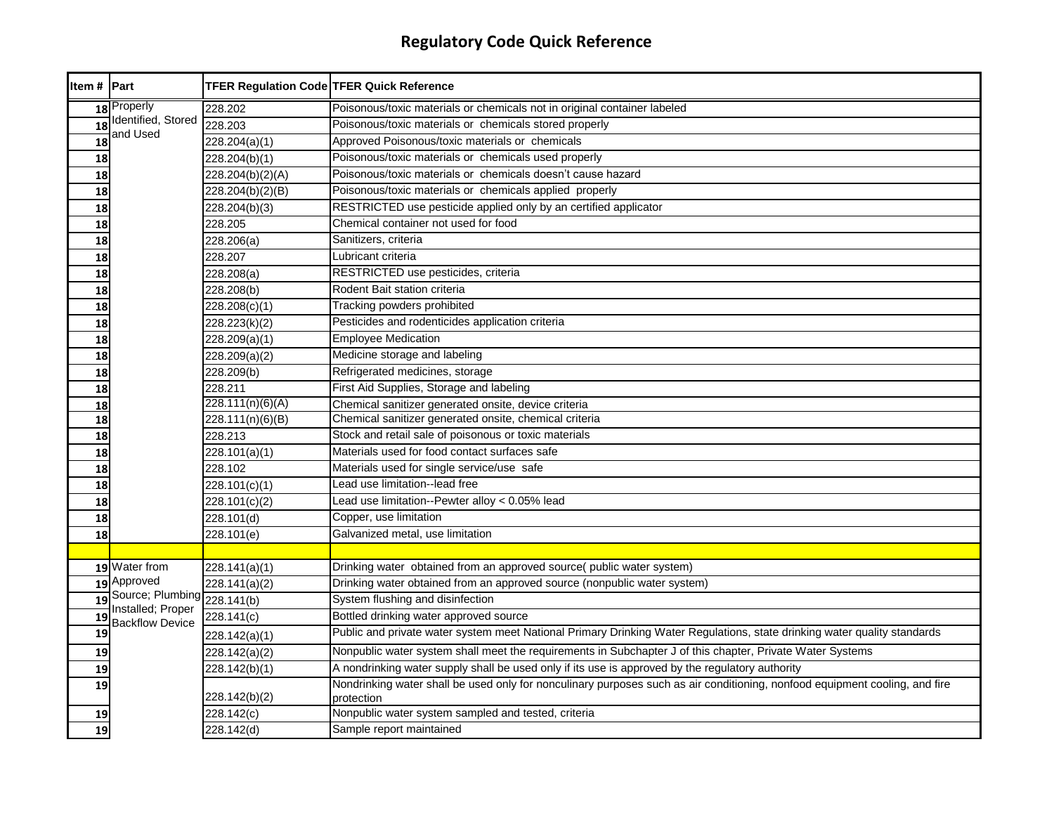# Regulatory Code Quick Reference

| Item # | Part | TFER Regulation Code | TFER Quick Reference |
|---|---|---|---|
| 18 | Properly Identified, Stored and Used | 228.202 | Poisonous/toxic materials or chemicals not in original container labeled |
| 18 | | 228.203 | Poisonous/toxic materials or chemicals stored properly |
| 18 | | 228.204(a)(1) | Approved Poisonous/toxic materials or chemicals |
| 18 | | 228.204(b)(1) | Poisonous/toxic materials or chemicals used properly |
| 18 | | 228.204(b)(2)(A) | Poisonous/toxic materials or chemicals doesn't cause hazard |
| 18 | | 228.204(b)(2)(B) | Poisonous/toxic materials or chemicals applied properly |
| 18 | | 228.204(b)(3) | RESTRICTED use pesticide applied only by an certified applicator |
| 18 | | 228.205 | Chemical container not used for food |
| 18 | | 228.206(a) | Sanitizers, criteria |
| 18 | | 228.207 | Lubricant criteria |
| 18 | | 228.208(a) | RESTRICTED use pesticides, criteria |
| 18 | | 228.208(b) | Rodent Bait station criteria |
| 18 | | 228.208(c)(1) | Tracking powders prohibited |
| 18 | | 228.223(k)(2) | Pesticides and rodenticides application criteria |
| 18 | | 228.209(a)(1) | Employee Medication |
| 18 | | 228.209(a)(2) | Medicine storage and labeling |
| 18 | | 228.209(b) | Refrigerated medicines, storage |
| 18 | | 228.211 | First Aid Supplies, Storage and labeling |
| 18 | | 228.111(n)(6)(A) | Chemical sanitizer generated onsite, device criteria |
| 18 | | 228.111(n)(6)(B) | Chemical sanitizer generated onsite, chemical criteria |
| 18 | | 228.213 | Stock and retail sale of poisonous or toxic materials |
| 18 | | 228.101(a)(1) | Materials used for food contact surfaces safe |
| 18 | | 228.102 | Materials used for single service/use safe |
| 18 | | 228.101(c)(1) | Lead use limitation--lead free |
| 18 | | 228.101(c)(2) | Lead use limitation--Pewter alloy < 0.05% lead |
| 18 | | 228.101(d) | Copper, use limitation |
| 18 | | 228.101(e) | Galvanized metal, use limitation |
| | | | |
| 19 | Water from Approved Source; Plumbing Installed; Proper Backflow Device | 228.141(a)(1) | Drinking water obtained from an approved source( public water system) |
| 19 | | 228.141(a)(2) | Drinking water obtained from an approved source (nonpublic water system) |
| 19 | | 228.141(b) | System flushing and disinfection |
| 19 | | 228.141(c) | Bottled drinking water approved source |
| 19 | | 228.142(a)(1) | Public and private water system meet National Primary Drinking Water Regulations, state drinking water quality standards |
| 19 | | 228.142(a)(2) | Nonpublic water system shall meet the requirements in Subchapter J of this chapter, Private Water Systems |
| 19 | | 228.142(b)(1) | A nondrinking water supply shall be used only if its use is approved by the regulatory authority |
| 19 | | 228.142(b)(2) | Nondrinking water shall be used only for nonculinary purposes such as air conditioning, nonfood equipment cooling, and fire protection |
| 19 | | 228.142(c) | Nonpublic water system sampled and tested, criteria |
| 19 | | 228.142(d) | Sample report maintained |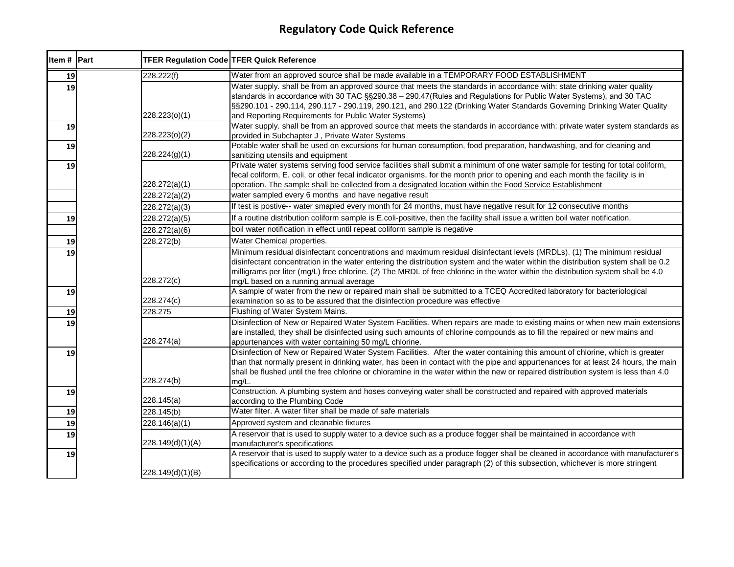# Regulatory Code Quick Reference

| Item # | Part | TFER Regulation Code | TFER Quick Reference |
|---|---|---|---|
| 19 | | 228.222(f) | Water from an approved source shall be made available in a TEMPORARY FOOD ESTABLISHMENT |
| 19 | | 228.223(o)(1) | Water supply. shall be from an approved source that meets the standards in accordance with: state drinking water quality standards in accordance with 30 TAC §§290.38 – 290.47(Rules and Regulations for Public Water Systems), and 30 TAC §§290.101 - 290.114, 290.117 - 290.119, 290.121, and 290.122 (Drinking Water Standards Governing Drinking Water Quality and Reporting Requirements for Public Water Systems) |
| 19 | | 228.223(o)(2) | Water supply. shall be from an approved source that meets the standards in accordance with: private water system standards as provided in Subchapter J , Private Water Systems |
| 19 | | 228.224(g)(1) | Potable water shall be used on excursions for human consumption, food preparation, handwashing, and for cleaning and sanitizing utensils and equipment |
| 19 | | 228.272(a)(1) | Private water systems serving food service facilities shall submit a minimum of one water sample for testing for total coliform, fecal coliform, E. coli, or other fecal indicator organisms, for the month prior to opening and each month the facility is in operation. The sample shall be collected from a designated location within the Food Service Establishment |
| | | 228.272(a)(2) | water sampled every 6 months and have negative result |
| | | 228.272(a)(3) | If test is postive-- water smapled every month for 24 months, must have negative result for 12 consecutive months |
| 19 | | 228.272(a)(5) | If a routine distribution coliform sample is E.coli-positive, then the facility shall issue a written boil water notification. |
| | | 228.272(a)(6) | boil water notification in effect until repeat coliform sample is negative |
| 19 | | 228.272(b) | Water Chemical properties. |
| 19 | | 228.272(c) | Minimum residual disinfectant concentrations and maximum residual disinfectant levels (MRDLs). (1) The minimum residual disinfectant concentration in the water entering the distribution system and the water within the distribution system shall be 0.2 milligrams per liter (mg/L) free chlorine. (2) The MRDL of free chlorine in the water within the distribution system shall be 4.0 mg/L based on a running annual average |
| 19 | | 228.274(c) | A sample of water from the new or repaired main shall be submitted to a TCEQ Accredited laboratory for bacteriological examination so as to be assured that the disinfection procedure was effective |
| 19 | | 228.275 | Flushing of Water System Mains. |
| 19 | | 228.274(a) | Disinfection of New or Repaired Water System Facilities. When repairs are made to existing mains or when new main extensions are installed, they shall be disinfected using such amounts of chlorine compounds as to fill the repaired or new mains and appurtenances with water containing 50 mg/L chlorine. |
| 19 | | 228.274(b) | Disinfection of New or Repaired Water System Facilities. After the water containing this amount of chlorine, which is greater than that normally present in drinking water, has been in contact with the pipe and appurtenances for at least 24 hours, the main shall be flushed until the free chlorine or chloramine in the water within the new or repaired distribution system is less than 4.0 mg/L. |
| 19 | | 228.145(a) | Construction. A plumbing system and hoses conveying water shall be constructed and repaired with approved materials according to the Plumbing Code |
| 19 | | 228.145(b) | Water filter. A water filter shall be made of safe materials |
| 19 | | 228.146(a)(1) | Approved system and cleanable fixtures |
| 19 | | 228.149(d)(1)(A) | A reservoir that is used to supply water to a device such as a produce fogger shall be maintained in accordance with manufacturer's specifications |
| 19 | | 228.149(d)(1)(B) | A reservoir that is used to supply water to a device such as a produce fogger shall be cleaned in accordance with manufacturer's specifications or according to the procedures specified under paragraph (2) of this subsection, whichever is more stringent |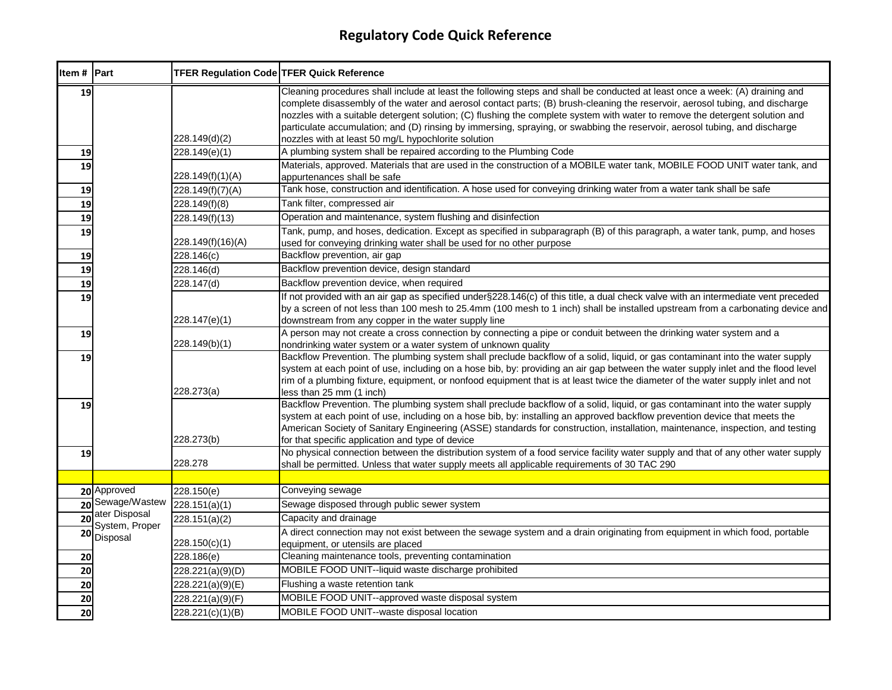# Regulatory Code Quick Reference

| Item # | Part | TFER Regulation Code | TFER Quick Reference |
|---|---|---|---|
| 19 | | 228.149(d)(2) | Cleaning procedures shall include at least the following steps and shall be conducted at least once a week: (A) draining and complete disassembly of the water and aerosol contact parts; (B) brush-cleaning the reservoir, aerosol tubing, and discharge nozzles with a suitable detergent solution; (C) flushing the complete system with water to remove the detergent solution and particulate accumulation; and (D) rinsing by immersing, spraying, or swabbing the reservoir, aerosol tubing, and discharge nozzles with at least 50 mg/L hypochlorite solution |
| 19 | | 228.149(e)(1) | A plumbing system shall be repaired according to the Plumbing Code |
| 19 | | 228.149(f)(1)(A) | Materials, approved. Materials that are used in the construction of a MOBILE water tank, MOBILE FOOD UNIT water tank, and appurtenances shall be safe |
| 19 | | 228.149(f)(7)(A) | Tank hose, construction and identification. A hose used for conveying drinking water from a water tank shall be safe |
| 19 | | 228.149(f)(8) | Tank filter, compressed air |
| 19 | | 228.149(f)(13) | Operation and maintenance, system flushing and disinfection |
| 19 | | 228.149(f)(16)(A) | Tank, pump, and hoses, dedication. Except as specified in subparagraph (B) of this paragraph, a water tank, pump, and hoses used for conveying drinking water shall be used for no other purpose |
| 19 | | 228.146(c) | Backflow prevention, air gap |
| 19 | | 228.146(d) | Backflow prevention device, design standard |
| 19 | | 228.147(d) | Backflow prevention device, when required |
| 19 | | 228.147(e)(1) | If not provided with an air gap as specified under§228.146(c) of this title, a dual check valve with an intermediate vent preceded by a screen of not less than 100 mesh to 25.4mm (100 mesh to 1 inch) shall be installed upstream from a carbonating device and downstream from any copper in the water supply line |
| 19 | | 228.149(b)(1) | A person may not create a cross connection by connecting a pipe or conduit between the drinking water system and a nondrinking water system or a water system of unknown quality |
| 19 | | 228.273(a) | Backflow Prevention. The plumbing system shall preclude backflow of a solid, liquid, or gas contaminant into the water supply system at each point of use, including on a hose bib, by: providing an air gap between the water supply inlet and the flood level rim of a plumbing fixture, equipment, or nonfood equipment that is at least twice the diameter of the water supply inlet and not less than 25 mm (1 inch) |
| 19 | | 228.273(b) | Backflow Prevention. The plumbing system shall preclude backflow of a solid, liquid, or gas contaminant into the water supply system at each point of use, including on a hose bib, by: installing an approved backflow prevention device that meets the American Society of Sanitary Engineering (ASSE) standards for construction, installation, maintenance, inspection, and testing for that specific application and type of device |
| 19 | | 228.278 | No physical connection between the distribution system of a food service facility water supply and that of any other water supply shall be permitted. Unless that water supply meets all applicable requirements of 30 TAC 290 |
| | | | |
| 20 | Approved Sewage/Wastewater Disposal System, Proper Disposal | 228.150(e) | Conveying sewage |
| 20 | | 228.151(a)(1) | Sewage disposed through public sewer system |
| 20 | | 228.151(a)(2) | Capacity and drainage |
| 20 | | 228.150(c)(1) | A direct connection may not exist between the sewage system and a drain originating from equipment in which food, portable equipment, or utensils are placed |
| 20 | | 228.186(e) | Cleaning maintenance tools, preventing contamination |
| 20 | | 228.221(a)(9)(D) | MOBILE FOOD UNIT--liquid waste discharge prohibited |
| 20 | | 228.221(a)(9)(E) | Flushing a waste retention tank |
| 20 | | 228.221(a)(9)(F) | MOBILE FOOD UNIT--approved waste disposal system |
| 20 | | 228.221(c)(1)(B) | MOBILE FOOD UNIT--waste disposal location |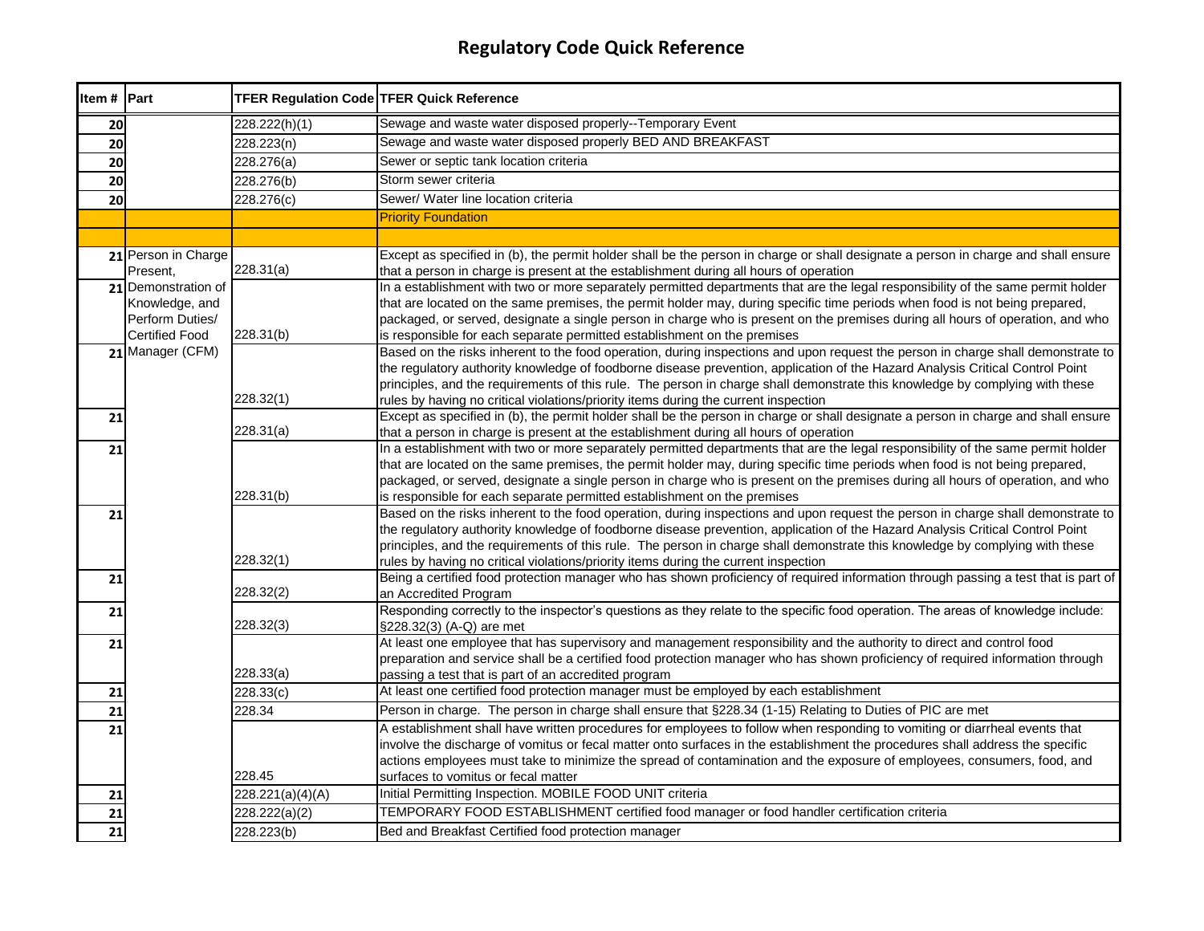# Regulatory Code Quick Reference

| Item # | Part | TFER Regulation Code | TFER Quick Reference |
|---|---|---|---|
| 20 | | 228.222(h)(1) | Sewage and waste water disposed properly--Temporary Event |
| 20 | | 228.223(n) | Sewage and waste water disposed properly BED AND BREAKFAST |
| 20 | | 228.276(a) | Sewer or septic tank location criteria |
| 20 | | 228.276(b) | Storm sewer criteria |
| 20 | | 228.276(c) | Sewer/ Water line location criteria |
| | | | Priority Foundation |
| | | | |
| 21 | Person in Charge Present, | 228.31(a) | Except as specified in (b), the permit holder shall be the person in charge or shall designate a person in charge and shall ensure that a person in charge is present at the establishment during all hours of operation |
| 21 | Demonstration of Knowledge, and Perform Duties/ Certified Food | 228.31(b) | In a establishment with two or more separately permitted departments that are the legal responsibility of the same permit holder that are located on the same premises, the permit holder may, during specific time periods when food is not being prepared, packaged, or served, designate a single person in charge who is present on the premises during all hours of operation, and who is responsible for each separate permitted establishment on the premises |
| 21 | Manager (CFM) | 228.32(1) | Based on the risks inherent to the food operation, during inspections and upon request the person in charge shall demonstrate to the regulatory authority knowledge of foodborne disease prevention, application of the Hazard Analysis Critical Control Point principles, and the requirements of this rule. The person in charge shall demonstrate this knowledge by complying with these rules by having no critical violations/priority items during the current inspection |
| 21 | | 228.31(a) | Except as specified in (b), the permit holder shall be the person in charge or shall designate a person in charge and shall ensure that a person in charge is present at the establishment during all hours of operation |
| 21 | | 228.31(b) | In a establishment with two or more separately permitted departments that are the legal responsibility of the same permit holder that are located on the same premises, the permit holder may, during specific time periods when food is not being prepared, packaged, or served, designate a single person in charge who is present on the premises during all hours of operation, and who is responsible for each separate permitted establishment on the premises |
| 21 | | 228.32(1) | Based on the risks inherent to the food operation, during inspections and upon request the person in charge shall demonstrate to the regulatory authority knowledge of foodborne disease prevention, application of the Hazard Analysis Critical Control Point principles, and the requirements of this rule. The person in charge shall demonstrate this knowledge by complying with these rules by having no critical violations/priority items during the current inspection |
| 21 | | 228.32(2) | Being a certified food protection manager who has shown proficiency of required information through passing a test that is part of an Accredited Program |
| 21 | | 228.32(3) | Responding correctly to the inspector's questions as they relate to the specific food operation. The areas of knowledge include: §228.32(3) (A-Q) are met |
| 21 | | 228.33(a) | At least one employee that has supervisory and management responsibility and the authority to direct and control food preparation and service shall be a certified food protection manager who has shown proficiency of required information through passing a test that is part of an accredited program |
| 21 | | 228.33(c) | At least one certified food protection manager must be employed by each establishment |
| 21 | | 228.34 | Person in charge. The person in charge shall ensure that §228.34 (1-15) Relating to Duties of PIC are met |
| 21 | | 228.45 | A establishment shall have written procedures for employees to follow when responding to vomiting or diarrheal events that involve the discharge of vomitus or fecal matter onto surfaces in the establishment the procedures shall address the specific actions employees must take to minimize the spread of contamination and the exposure of employees, consumers, food, and surfaces to vomitus or fecal matter |
| 21 | | 228.221(a)(4)(A) | Initial Permitting Inspection. MOBILE FOOD UNIT criteria |
| 21 | | 228.222(a)(2) | TEMPORARY FOOD ESTABLISHMENT certified food manager or food handler certification criteria |
| 21 | | 228.223(b) | Bed and Breakfast Certified food protection manager |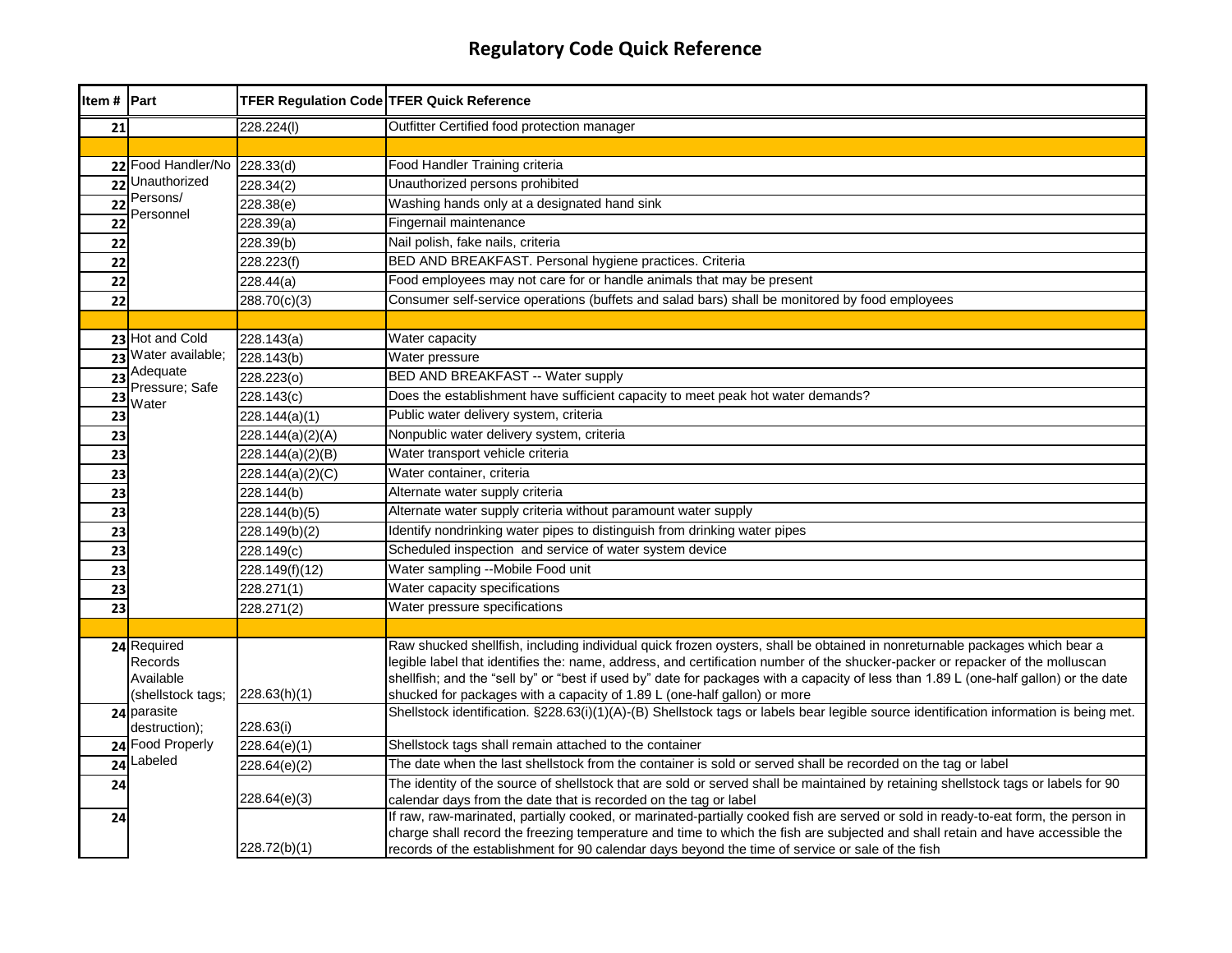# Regulatory Code Quick Reference

| Item # | Part | TFER Regulation Code | TFER Quick Reference |
|---|---|---|---|
| 21 | | 228.224(l) | Outfitter Certified food protection manager |
| | | | |
| 22 | Food Handler/No Unauthorized Persons/ Personnel | 228.33(d) | Food Handler Training criteria |
| 22 | | 228.34(2) | Unauthorized persons prohibited |
| 22 | | 228.38(e) | Washing hands only at a designated hand sink |
| 22 | | 228.39(a) | Fingernail maintenance |
| 22 | | 228.39(b) | Nail polish, fake nails, criteria |
| 22 | | 228.223(f) | BED AND BREAKFAST. Personal hygiene practices. Criteria |
| 22 | | 228.44(a) | Food employees may not care for or handle animals that may be present |
| 22 | | 288.70(c)(3) | Consumer self-service operations (buffets and salad bars) shall be monitored by food employees |
| | | | |
| 23 | Hot and Cold Water available; Adequate Pressure; Safe Water | 228.143(a) | Water capacity |
| 23 | | 228.143(b) | Water pressure |
| 23 | | 228.223(o) | BED AND BREAKFAST -- Water supply |
| 23 | | 228.143(c) | Does the establishment have sufficient capacity to meet peak hot water demands? |
| 23 | | 228.144(a)(1) | Public water delivery system, criteria |
| 23 | | 228.144(a)(2)(A) | Nonpublic water delivery system, criteria |
| 23 | | 228.144(a)(2)(B) | Water transport vehicle criteria |
| 23 | | 228.144(a)(2)(C) | Water container, criteria |
| 23 | | 228.144(b) | Alternate water supply criteria |
| 23 | | 228.144(b)(5) | Alternate water supply criteria without paramount water supply |
| 23 | | 228.149(b)(2) | Identify nondrinking water pipes to distinguish from drinking water pipes |
| 23 | | 228.149(c) | Scheduled inspection and service of water system device |
| 23 | | 228.149(f)(12) | Water sampling --Mobile Food unit |
| 23 | | 228.271(1) | Water capacity specifications |
| 23 | | 228.271(2) | Water pressure specifications |
| | | | |
| 24 | Required Records Available (shellstock tags; parasite destruction); Food Properly Labeled | 228.63(h)(1) | Raw shucked shellfish, including individual quick frozen oysters, shall be obtained in nonreturnable packages which bear a legible label that identifies the: name, address, and certification number of the shucker-packer or repacker of the molluscan shellfish; and the "sell by" or "best if used by" date for packages with a capacity of less than 1.89 L (one-half gallon) or the date shucked for packages with a capacity of 1.89 L (one-half gallon) or more |
| 24 | | 228.63(i) | Shellstock identification. §228.63(i)(1)(A)-(B) Shellstock tags or labels bear legible source identification information is being met. |
| 24 | | 228.64(e)(1) | Shellstock tags shall remain attached to the container |
| 24 | | 228.64(e)(2) | The date when the last shellstock from the container is sold or served shall be recorded on the tag or label |
| 24 | | 228.64(e)(3) | The identity of the source of shellstock that are sold or served shall be maintained by retaining shellstock tags or labels for 90 calendar days from the date that is recorded on the tag or label |
| 24 | | 228.72(b)(1) | If raw, raw-marinated, partially cooked, or marinated-partially cooked fish are served or sold in ready-to-eat form, the person in charge shall record the freezing temperature and time to which the fish are subjected and shall retain and have accessible the records of the establishment for 90 calendar days beyond the time of service or sale of the fish |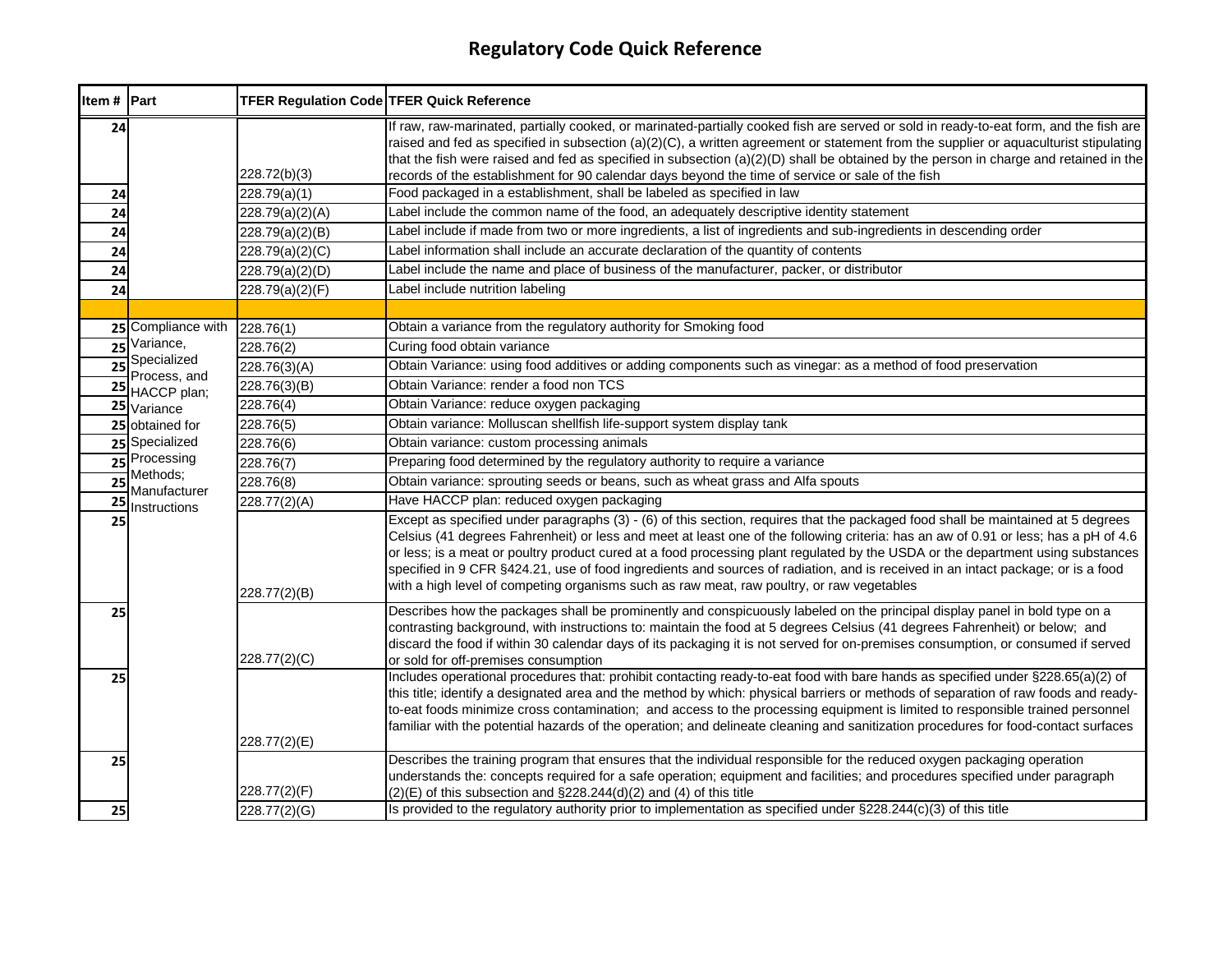# Regulatory Code Quick Reference

| Item # | Part | TFER Regulation Code | TFER Quick Reference |
|---|---|---|---|
| 24 | | 228.72(b)(3) | If raw, raw-marinated, partially cooked, or marinated-partially cooked fish are served or sold in ready-to-eat form, and the fish are raised and fed as specified in subsection (a)(2)(C), a written agreement or statement from the supplier or aquaculturist stipulating that the fish were raised and fed as specified in subsection (a)(2)(D) shall be obtained by the person in charge and retained in the records of the establishment for 90 calendar days beyond the time of service or sale of the fish |
| 24 | | 228.79(a)(1) | Food packaged in a establishment, shall be labeled as specified in law |
| 24 | | 228.79(a)(2)(A) | Label include the common name of the food, an adequately descriptive identity statement |
| 24 | | 228.79(a)(2)(B) | Label include if made from two or more ingredients, a list of ingredients and sub-ingredients in descending order |
| 24 | | 228.79(a)(2)(C) | Label information shall include an accurate declaration of the quantity of contents |
| 24 | | 228.79(a)(2)(D) | Label include the name and place of business of the manufacturer, packer, or distributor |
| 24 | | 228.79(a)(2)(F) | Label include nutrition labeling |
| | | | |
| 25 | Compliance with Variance, Specialized Process, and HACCP plan; Variance obtained for Specialized Processing Methods; Manufacturer Instructions | 228.76(1) | Obtain a variance from the regulatory authority for Smoking food |
| 25 | | 228.76(2) | Curing food obtain variance |
| 25 | | 228.76(3)(A) | Obtain Variance: using food additives or adding components such as vinegar: as a method of food preservation |
| 25 | | 228.76(3)(B) | Obtain Variance: render a food non TCS |
| 25 | | 228.76(4) | Obtain Variance: reduce oxygen packaging |
| 25 | | 228.76(5) | Obtain variance: Molluscan shellfish life-support system display tank |
| 25 | | 228.76(6) | Obtain variance: custom processing animals |
| 25 | | 228.76(7) | Preparing food determined by the regulatory authority to require a variance |
| 25 | | 228.76(8) | Obtain variance: sprouting seeds or beans, such as wheat grass and Alfa spouts |
| 25 | | 228.77(2)(A) | Have HACCP plan: reduced oxygen packaging |
| 25 | | 228.77(2)(B) | Except as specified under paragraphs (3) - (6) of this section, requires that the packaged food shall be maintained at 5 degrees Celsius (41 degrees Fahrenheit) or less and meet at least one of the following criteria: has an aw of 0.91 or less; has a pH of 4.6 or less; is a meat or poultry product cured at a food processing plant regulated by the USDA or the department using substances specified in 9 CFR §424.21, use of food ingredients and sources of radiation, and is received in an intact package; or is a food with a high level of competing organisms such as raw meat, raw poultry, or raw vegetables |
| 25 | | 228.77(2)(C) | Describes how the packages shall be prominently and conspicuously labeled on the principal display panel in bold type on a contrasting background, with instructions to: maintain the food at 5 degrees Celsius (41 degrees Fahrenheit) or below; and discard the food if within 30 calendar days of its packaging it is not served for on-premises consumption, or consumed if served or sold for off-premises consumption |
| 25 | | 228.77(2)(E) | Includes operational procedures that: prohibit contacting ready-to-eat food with bare hands as specified under §228.65(a)(2) of this title; identify a designated area and the method by which: physical barriers or methods of separation of raw foods and ready-to-eat foods minimize cross contamination; and access to the processing equipment is limited to responsible trained personnel familiar with the potential hazards of the operation; and delineate cleaning and sanitization procedures for food-contact surfaces |
| 25 | | 228.77(2)(F) | Describes the training program that ensures that the individual responsible for the reduced oxygen packaging operation understands the: concepts required for a safe operation; equipment and facilities; and procedures specified under paragraph (2)(E) of this subsection and §228.244(d)(2) and (4) of this title |
| 25 | | 228.77(2)(G) | Is provided to the regulatory authority prior to implementation as specified under §228.244(c)(3) of this title |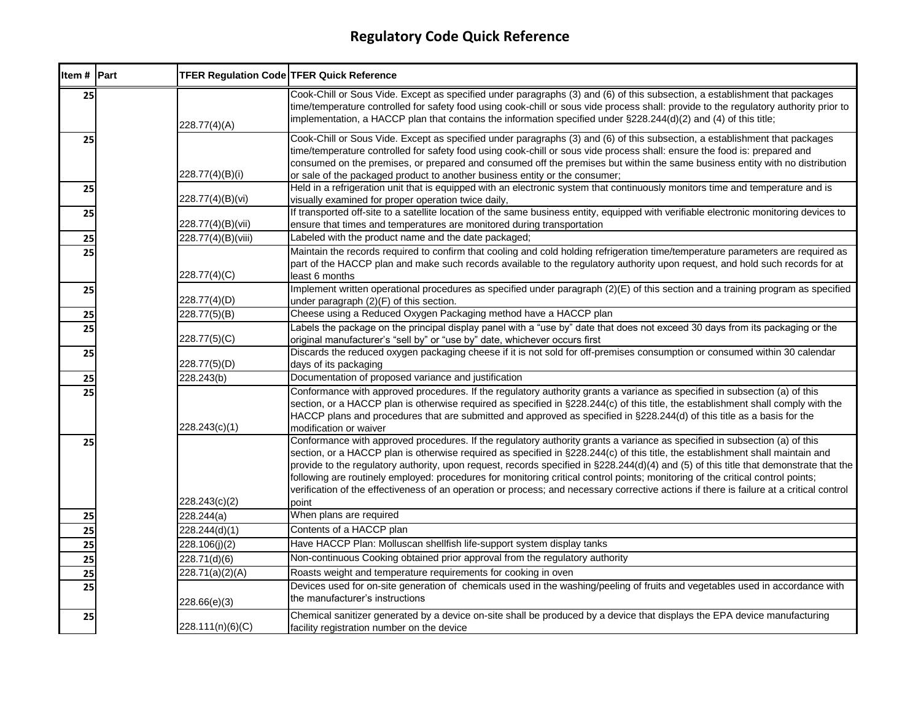# Regulatory Code Quick Reference

| Item # | Part | TFER Regulation Code | TFER Quick Reference |
|---|---|---|---|
| 25 | | 228.77(4)(A) | Cook-Chill or Sous Vide. Except as specified under paragraphs (3) and (6) of this subsection, a establishment that packages time/temperature controlled for safety food using cook-chill or sous vide process shall: provide to the regulatory authority prior to implementation, a HACCP plan that contains the information specified under §228.244(d)(2) and (4) of this title; |
| 25 | | 228.77(4)(B)(i) | Cook-Chill or Sous Vide. Except as specified under paragraphs (3) and (6) of this subsection, a establishment that packages time/temperature controlled for safety food using cook-chill or sous vide process shall: ensure the food is: prepared and consumed on the premises, or prepared and consumed off the premises but within the same business entity with no distribution or sale of the packaged product to another business entity or the consumer; |
| 25 | | 228.77(4)(B)(vi) | Held in a refrigeration unit that is equipped with an electronic system that continuously monitors time and temperature and is visually examined for proper operation twice daily, |
| 25 | | 228.77(4)(B)(vii) | If transported off-site to a satellite location of the same business entity, equipped with verifiable electronic monitoring devices to ensure that times and temperatures are monitored during transportation |
| 25 | | 228.77(4)(B)(viii) | Labeled with the product name and the date packaged; |
| 25 | | 228.77(4)(C) | Maintain the records required to confirm that cooling and cold holding refrigeration time/temperature parameters are required as part of the HACCP plan and make such records available to the regulatory authority upon request, and hold such records for at least 6 months |
| 25 | | 228.77(4)(D) | Implement written operational procedures as specified under paragraph (2)(E) of this section and a training program as specified under paragraph (2)(F) of this section. |
| 25 | | 228.77(5)(B) | Cheese using a Reduced Oxygen Packaging method have a HACCP plan |
| 25 | | 228.77(5)(C) | Labels the package on the principal display panel with a "use by" date that does not exceed 30 days from its packaging or the original manufacturer's "sell by" or "use by" date, whichever occurs first |
| 25 | | 228.77(5)(D) | Discards the reduced oxygen packaging cheese if it is not sold for off-premises consumption or consumed within 30 calendar days of its packaging |
| 25 | | 228.243(b) | Documentation of proposed variance and justification |
| 25 | | 228.243(c)(1) | Conformance with approved procedures. If the regulatory authority grants a variance as specified in subsection (a) of this section, or a HACCP plan is otherwise required as specified in §228.244(c) of this title, the establishment shall comply with the HACCP plans and procedures that are submitted and approved as specified in §228.244(d) of this title as a basis for the modification or waiver |
| 25 | | 228.243(c)(2) | Conformance with approved procedures. If the regulatory authority grants a variance as specified in subsection (a) of this section, or a HACCP plan is otherwise required as specified in §228.244(c) of this title, the establishment shall maintain and provide to the regulatory authority, upon request, records specified in §228.244(d)(4) and (5) of this title that demonstrate that the following are routinely employed: procedures for monitoring critical control points; monitoring of the critical control points; verification of the effectiveness of an operation or process; and necessary corrective actions if there is failure at a critical control point |
| 25 | | 228.244(a) | When plans are required |
| 25 | | 228.244(d)(1) | Contents of a HACCP plan |
| 25 | | 228.106(j)(2) | Have HACCP Plan: Molluscan shellfish life-support system display tanks |
| 25 | | 228.71(d)(6) | Non-continuous Cooking obtained prior approval from the regulatory authority |
| 25 | | 228.71(a)(2)(A) | Roasts weight and temperature requirements for cooking in oven |
| 25 | | 228.66(e)(3) | Devices used for on-site generation of chemicals used in the washing/peeling of fruits and vegetables used in accordance with the manufacturer's instructions |
| 25 | | 228.111(n)(6)(C) | Chemical sanitizer generated by a device on-site shall be produced by a device that displays the EPA device manufacturing facility registration number on the device |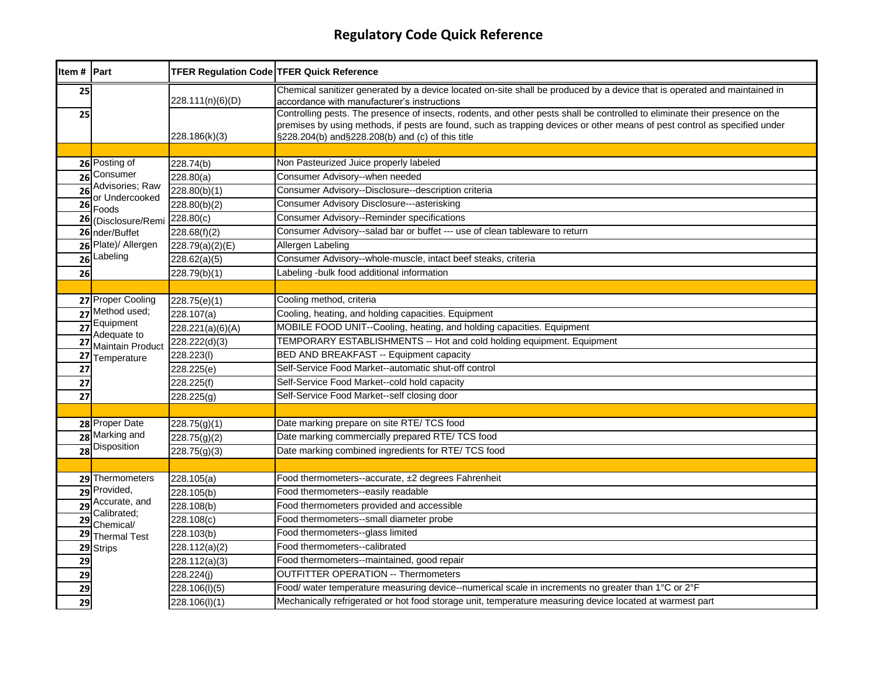# Regulatory Code Quick Reference

| Item # | Part | TFER Regulation Code | TFER Quick Reference |
|---|---|---|---|
| 25 | | 228.111(n)(6)(D) | Chemical sanitizer generated by a device located on-site shall be produced by a device that is operated and maintained in accordance with manufacturer's instructions |
| 25 | | 228.186(k)(3) | Controlling pests. The presence of insects, rodents, and other pests shall be controlled to eliminate their presence on the premises by using methods, if pests are found, such as trapping devices or other means of pest control as specified under §228.204(b) and§228.208(b) and (c) of this title |
| | | | |
| 26 | Posting of Consumer Advisories; Raw or Undercooked Foods (Disclosure/Reminder/Buffet Plate)/ Allergen Labeling | 228.74(b) | Non Pasteurized Juice properly labeled |
| 26 | | 228.80(a) | Consumer Advisory--when needed |
| 26 | | 228.80(b)(1) | Consumer Advisory--Disclosure--description criteria |
| 26 | | 228.80(b)(2) | Consumer Advisory Disclosure---asterisking |
| 26 | | 228.80(c) | Consumer Advisory--Reminder specifications |
| 26 | | 228.68(f)(2) | Consumer Advisory--salad bar or buffet --- use of clean tableware to return |
| 26 | | 228.79(a)(2)(E) | Allergen Labeling |
| 26 | | 228.62(a)(5) | Consumer Advisory--whole-muscle, intact beef steaks, criteria |
| 26 | | 228.79(b)(1) | Labeling -bulk food additional information |
| | | | |
| 27 | Proper Cooling Method used; Equipment Adequate to Maintain Product Temperature | 228.75(e)(1) | Cooling method, criteria |
| 27 | | 228.107(a) | Cooling, heating, and holding capacities. Equipment |
| 27 | | 228.221(a)(6)(A) | MOBILE FOOD UNIT--Cooling, heating, and holding capacities. Equipment |
| 27 | | 228.222(d)(3) | TEMPORARY ESTABLISHMENTS -- Hot and cold holding equipment. Equipment |
| 27 | | 228.223(l) | BED AND BREAKFAST -- Equipment capacity |
| 27 | | 228.225(e) | Self-Service Food Market--automatic shut-off control |
| 27 | | 228.225(f) | Self-Service Food Market--cold hold capacity |
| 27 | | 228.225(g) | Self-Service Food Market--self closing door |
| | | | |
| 28 | Proper Date Marking and Disposition | 228.75(g)(1) | Date marking prepare on site RTE/ TCS food |
| 28 | | 228.75(g)(2) | Date marking commercially prepared RTE/ TCS food |
| 28 | | 228.75(g)(3) | Date marking combined ingredients for RTE/ TCS food |
| | | | |
| 29 | Thermometers Provided, Accurate, and Calibrated; Chemical/ Thermal Test Strips | 228.105(a) | Food thermometers--accurate, ±2 degrees Fahrenheit |
| 29 | | 228.105(b) | Food thermometers--easily readable |
| 29 | | 228.108(b) | Food thermometers provided and accessible |
| 29 | | 228.108(c) | Food thermometers--small diameter probe |
| 29 | | 228.103(b) | Food thermometers--glass limited |
| 29 | | 228.112(a)(2) | Food thermometers--calibrated |
| 29 | | 228.112(a)(3) | Food thermometers--maintained, good repair |
| 29 | | 228.224(j) | OUTFITTER OPERATION -- Thermometers |
| 29 | | 228.106(l)(5) | Food/ water temperature measuring device--numerical scale in increments no greater than 1°C or 2°F |
| 29 | | 228.106(l)(1) | Mechanically refrigerated or hot food storage unit, temperature measuring device located at warmest part |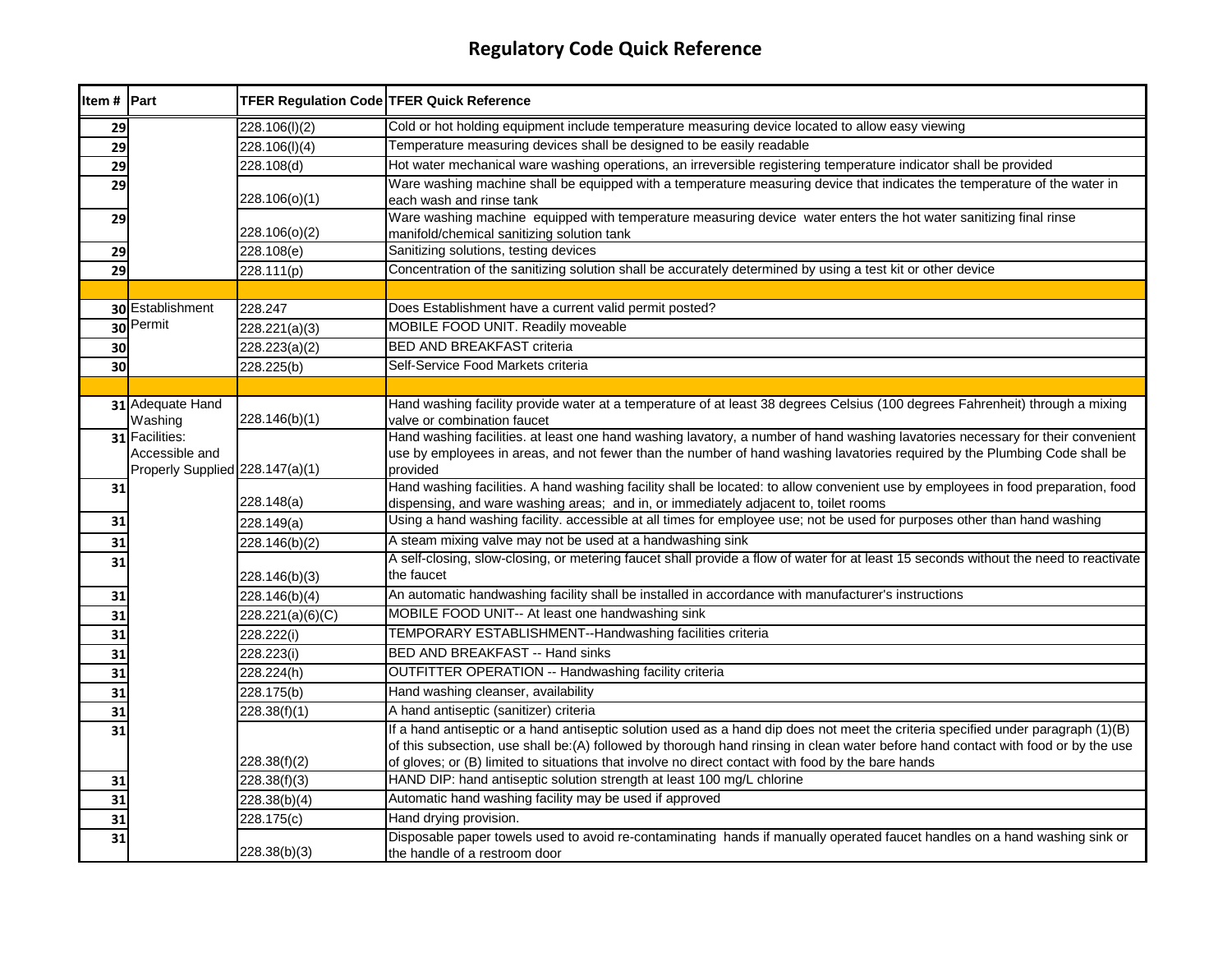# Regulatory Code Quick Reference

| Item # | Part | TFER Regulation Code | TFER Quick Reference |
|---|---|---|---|
| 29 | | 228.106(l)(2) | Cold or hot holding equipment include temperature measuring device located to allow easy viewing |
| 29 | | 228.106(l)(4) | Temperature measuring devices shall be designed to be easily readable |
| 29 | | 228.108(d) | Hot water mechanical ware washing operations, an irreversible registering temperature indicator shall be provided |
| 29 | | 228.106(o)(1) | Ware washing machine shall be equipped with a temperature measuring device that indicates the temperature of the water in each wash and rinse tank |
| 29 | | 228.106(o)(2) | Ware washing machine equipped with temperature measuring device water enters the hot water sanitizing final rinse manifold/chemical sanitizing solution tank |
| 29 | | 228.108(e) | Sanitizing solutions, testing devices |
| 29 | | 228.111(p) | Concentration of the sanitizing solution shall be accurately determined by using a test kit or other device |
| | | | |
| 30 | Establishment Permit | 228.247 | Does Establishment have a current valid permit posted? |
| 30 | | 228.221(a)(3) | MOBILE FOOD UNIT. Readily moveable |
| 30 | | 228.223(a)(2) | BED AND BREAKFAST criteria |
| 30 | | 228.225(b) | Self-Service Food Markets criteria |
| | | | |
| 31 | Adequate Hand Washing Facilities: Accessible and Properly Supplied | 228.146(b)(1) | Hand washing facility provide water at a temperature of at least 38 degrees Celsius (100 degrees Fahrenheit) through a mixing valve or combination faucet |
| 31 | | 228.147(a)(1) | Hand washing facilities. at least one hand washing lavatory, a number of hand washing lavatories necessary for their convenient use by employees in areas, and not fewer than the number of hand washing lavatories required by the Plumbing Code shall be provided |
| 31 | | 228.148(a) | Hand washing facilities. A hand washing facility shall be located: to allow convenient use by employees in food preparation, food dispensing, and ware washing areas; and in, or immediately adjacent to, toilet rooms |
| 31 | | 228.149(a) | Using a hand washing facility. accessible at all times for employee use; not be used for purposes other than hand washing |
| 31 | | 228.146(b)(2) | A steam mixing valve may not be used at a handwashing sink |
| 31 | | 228.146(b)(3) | A self-closing, slow-closing, or metering faucet shall provide a flow of water for at least 15 seconds without the need to reactivate the faucet |
| 31 | | 228.146(b)(4) | An automatic handwashing facility shall be installed in accordance with manufacturer's instructions |
| 31 | | 228.221(a)(6)(C) | MOBILE FOOD UNIT-- At least one handwashing sink |
| 31 | | 228.222(i) | TEMPORARY ESTABLISHMENT--Handwashing facilities criteria |
| 31 | | 228.223(i) | BED AND BREAKFAST -- Hand sinks |
| 31 | | 228.224(h) | OUTFITTER OPERATION -- Handwashing facility criteria |
| 31 | | 228.175(b) | Hand washing cleanser, availability |
| 31 | | 228.38(f)(1) | A hand antiseptic (sanitizer) criteria |
| 31 | | 228.38(f)(2) | If a hand antiseptic or a hand antiseptic solution used as a hand dip does not meet the criteria specified under paragraph (1)(B) of this subsection, use shall be:(A) followed by thorough hand rinsing in clean water before hand contact with food or by the use of gloves; or (B) limited to situations that involve no direct contact with food by the bare hands |
| 31 | | 228.38(f)(3) | HAND DIP: hand antiseptic solution strength at least 100 mg/L chlorine |
| 31 | | 228.38(b)(4) | Automatic hand washing facility may be used if approved |
| 31 | | 228.175(c) | Hand drying provision. |
| 31 | | 228.38(b)(3) | Disposable paper towels used to avoid re-contaminating hands if manually operated faucet handles on a hand washing sink or the handle of a restroom door |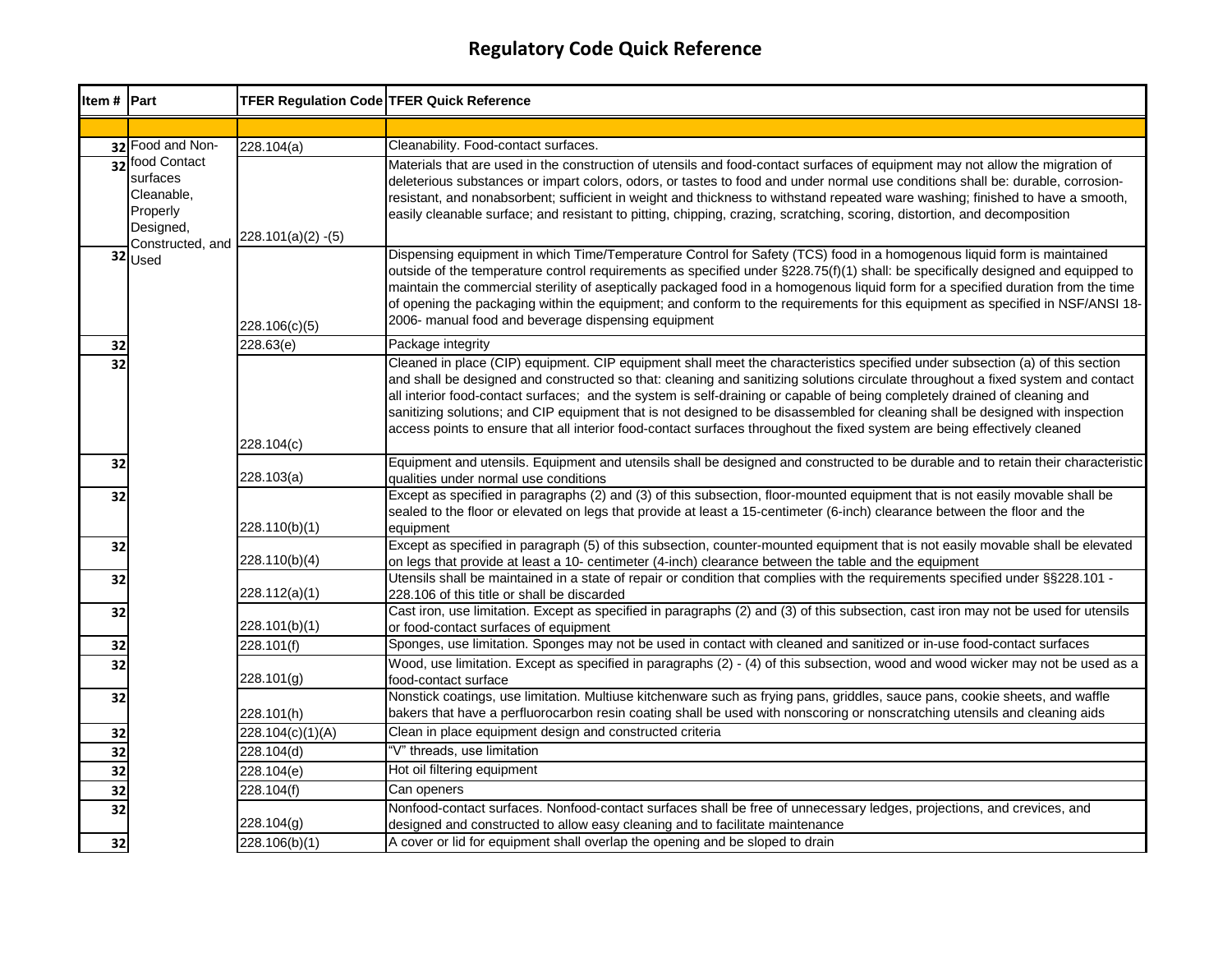# Regulatory Code Quick Reference

| Item # | Part | TFER Regulation Code | TFER Quick Reference |
|---|---|---|---|
| | | | |
| 32 | Food and Non-food Contact surfaces Cleanable, Properly Designed, Constructed, and Used | 228.104(a) | Cleanability. Food-contact surfaces. |
| 32 | | 228.101(a)(2) -(5) | Materials that are used in the construction of utensils and food-contact surfaces of equipment may not allow the migration of deleterious substances or impart colors, odors, or tastes to food and under normal use conditions shall be: durable, corrosion-resistant, and nonabsorbent; sufficient in weight and thickness to withstand repeated ware washing; finished to have a smooth, easily cleanable surface; and resistant to pitting, chipping, crazing, scratching, scoring, distortion, and decomposition |
| 32 | | 228.106(c)(5) | Dispensing equipment in which Time/Temperature Control for Safety (TCS) food in a homogenous liquid form is maintained outside of the temperature control requirements as specified under §228.75(f)(1) shall: be specifically designed and equipped to maintain the commercial sterility of aseptically packaged food in a homogenous liquid form for a specified duration from the time of opening the packaging within the equipment; and conform to the requirements for this equipment as specified in NSF/ANSI 18-2006- manual food and beverage dispensing equipment |
| 32 | | 228.63(e) | Package integrity |
| 32 | | 228.104(c) | Cleaned in place (CIP) equipment. CIP equipment shall meet the characteristics specified under subsection (a) of this section and shall be designed and constructed so that: cleaning and sanitizing solutions circulate throughout a fixed system and contact all interior food-contact surfaces; and the system is self-draining or capable of being completely drained of cleaning and sanitizing solutions; and CIP equipment that is not designed to be disassembled for cleaning shall be designed with inspection access points to ensure that all interior food-contact surfaces throughout the fixed system are being effectively cleaned |
| 32 | | 228.103(a) | Equipment and utensils. Equipment and utensils shall be designed and constructed to be durable and to retain their characteristic qualities under normal use conditions |
| 32 | | 228.110(b)(1) | Except as specified in paragraphs (2) and (3) of this subsection, floor-mounted equipment that is not easily movable shall be sealed to the floor or elevated on legs that provide at least a 15-centimeter (6-inch) clearance between the floor and the equipment |
| 32 | | 228.110(b)(4) | Except as specified in paragraph (5) of this subsection, counter-mounted equipment that is not easily movable shall be elevated on legs that provide at least a 10- centimeter (4-inch) clearance between the table and the equipment |
| 32 | | 228.112(a)(1) | Utensils shall be maintained in a state of repair or condition that complies with the requirements specified under §§228.101 - 228.106 of this title or shall be discarded |
| 32 | | 228.101(b)(1) | Cast iron, use limitation. Except as specified in paragraphs (2) and (3) of this subsection, cast iron may not be used for utensils or food-contact surfaces of equipment |
| 32 | | 228.101(f) | Sponges, use limitation. Sponges may not be used in contact with cleaned and sanitized or in-use food-contact surfaces |
| 32 | | 228.101(g) | Wood, use limitation. Except as specified in paragraphs (2) - (4) of this subsection, wood and wood wicker may not be used as a food-contact surface |
| 32 | | 228.101(h) | Nonstick coatings, use limitation. Multiuse kitchenware such as frying pans, griddles, sauce pans, cookie sheets, and waffle bakers that have a perfluorocarbon resin coating shall be used with nonscoring or nonscratching utensils and cleaning aids |
| 32 | | 228.104(c)(1)(A) | Clean in place equipment design and constructed criteria |
| 32 | | 228.104(d) | "V" threads, use limitation |
| 32 | | 228.104(e) | Hot oil filtering equipment |
| 32 | | 228.104(f) | Can openers |
| 32 | | 228.104(g) | Nonfood-contact surfaces. Nonfood-contact surfaces shall be free of unnecessary ledges, projections, and crevices, and designed and constructed to allow easy cleaning and to facilitate maintenance |
| 32 | | 228.106(b)(1) | A cover or lid for equipment shall overlap the opening and be sloped to drain |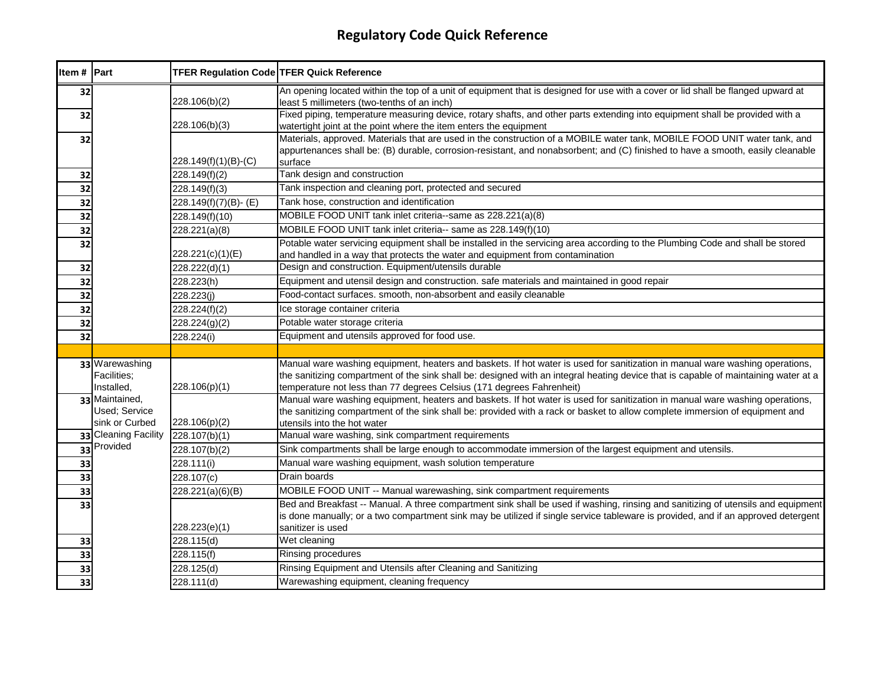# Regulatory Code Quick Reference

| Item # | Part | TFER Regulation Code | TFER Quick Reference |
|---|---|---|---|
| 32 | | 228.106(b)(2) | An opening located within the top of a unit of equipment that is designed for use with a cover or lid shall be flanged upward at least 5 millimeters (two-tenths of an inch) |
| 32 | | 228.106(b)(3) | Fixed piping, temperature measuring device, rotary shafts, and other parts extending into equipment shall be provided with a watertight joint at the point where the item enters the equipment |
| 32 | | 228.149(f)(1)(B)-(C) | Materials, approved. Materials that are used in the construction of a MOBILE water tank, MOBILE FOOD UNIT water tank, and appurtenances shall be: (B) durable, corrosion-resistant, and nonabsorbent; and (C) finished to have a smooth, easily cleanable surface |
| 32 | | 228.149(f)(2) | Tank design and construction |
| 32 | | 228.149(f)(3) | Tank inspection and cleaning port, protected and secured |
| 32 | | 228.149(f)(7)(B)- (E) | Tank hose, construction and identification |
| 32 | | 228.149(f)(10) | MOBILE FOOD UNIT tank inlet criteria--same as 228.221(a)(8) |
| 32 | | 228.221(a)(8) | MOBILE FOOD UNIT tank inlet criteria-- same as 228.149(f)(10) |
| 32 | | 228.221(c)(1)(E) | Potable water servicing equipment shall be installed in the servicing area according to the Plumbing Code and shall be stored and handled in a way that protects the water and equipment from contamination |
| 32 | | 228.222(d)(1) | Design and construction. Equipment/utensils durable |
| 32 | | 228.223(h) | Equipment and utensil design and construction. safe materials and maintained in good repair |
| 32 | | 228.223(j) | Food-contact surfaces. smooth, non-absorbent and easily cleanable |
| 32 | | 228.224(f)(2) | Ice storage container criteria |
| 32 | | 228.224(g)(2) | Potable water storage criteria |
| 32 | | 228.224(i) | Equipment and utensils approved for food use. |
| | | | |
| 33 | Warewashing Facilities; Installed, Maintained, Used; Service sink or Curbed Cleaning Facility Provided | 228.106(p)(1) | Manual ware washing equipment, heaters and baskets. If hot water is used for sanitization in manual ware washing operations, the sanitizing compartment of the sink shall be: designed with an integral heating device that is capable of maintaining water at a temperature not less than 77 degrees Celsius (171 degrees Fahrenheit) |
| 33 | | 228.106(p)(2) | Manual ware washing equipment, heaters and baskets. If hot water is used for sanitization in manual ware washing operations, the sanitizing compartment of the sink shall be: provided with a rack or basket to allow complete immersion of equipment and utensils into the hot water |
| 33 | | 228.107(b)(1) | Manual ware washing, sink compartment requirements |
| 33 | | 228.107(b)(2) | Sink compartments shall be large enough to accommodate immersion of the largest equipment and utensils. |
| 33 | | 228.111(i) | Manual ware washing equipment, wash solution temperature |
| 33 | | 228.107(c) | Drain boards |
| 33 | | 228.221(a)(6)(B) | MOBILE FOOD UNIT -- Manual warewashing, sink compartment requirements |
| 33 | | 228.223(e)(1) | Bed and Breakfast -- Manual. A three compartment sink shall be used if washing, rinsing and sanitizing of utensils and equipment is done manually; or a two compartment sink may be utilized if single service tableware is provided, and if an approved detergent sanitizer is used |
| 33 | | 228.115(d) | Wet cleaning |
| 33 | | 228.115(f) | Rinsing procedures |
| 33 | | 228.125(d) | Rinsing Equipment and Utensils after Cleaning and Sanitizing |
| 33 | | 228.111(d) | Warewashing equipment, cleaning frequency |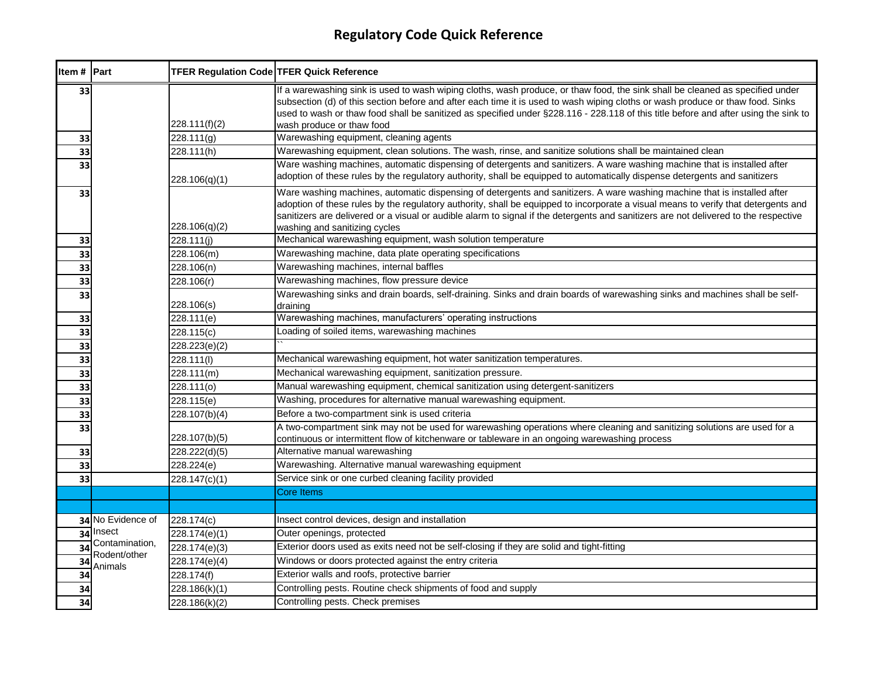# Regulatory Code Quick Reference

| Item # | Part | TFER Regulation Code | TFER Quick Reference |
|---|---|---|---|
| 33 | | 228.111(f)(2) | If a warewashing sink is used to wash wiping cloths, wash produce, or thaw food, the sink shall be cleaned as specified under subsection (d) of this section before and after each time it is used to wash wiping cloths or wash produce or thaw food. Sinks used to wash or thaw food shall be sanitized as specified under §228.116 - 228.118 of this title before and after using the sink to wash produce or thaw food |
| 33 | | 228.111(g) | Warewashing equipment, cleaning agents |
| 33 | | 228.111(h) | Warewashing equipment, clean solutions. The wash, rinse, and sanitize solutions shall be maintained clean |
| 33 | | 228.106(q)(1) | Ware washing machines, automatic dispensing of detergents and sanitizers. A ware washing machine that is installed after adoption of these rules by the regulatory authority, shall be equipped to automatically dispense detergents and sanitizers |
| 33 | | 228.106(q)(2) | Ware washing machines, automatic dispensing of detergents and sanitizers. A ware washing machine that is installed after adoption of these rules by the regulatory authority, shall be equipped to incorporate a visual means to verify that detergents and sanitizers are delivered or a visual or audible alarm to signal if the detergents and sanitizers are not delivered to the respective washing and sanitizing cycles |
| 33 | | 228.111(j) | Mechanical warewashing equipment, wash solution temperature |
| 33 | | 228.106(m) | Warewashing machine, data plate operating specifications |
| 33 | | 228.106(n) | Warewashing machines, internal baffles |
| 33 | | 228.106(r) | Warewashing machines, flow pressure device |
| 33 | | 228.106(s) | Warewashing sinks and drain boards, self-draining. Sinks and drain boards of warewashing sinks and machines shall be self-draining |
| 33 | | 228.111(e) | Warewashing machines, manufacturers' operating instructions |
| 33 | | 228.115(c) | Loading of soiled items, warewashing machines |
| 33 | | 228.223(e)(2) | `` |
| 33 | | 228.111(l) | Mechanical warewashing equipment, hot water sanitization temperatures. |
| 33 | | 228.111(m) | Mechanical warewashing equipment, sanitization pressure. |
| 33 | | 228.111(o) | Manual warewashing equipment, chemical sanitization using detergent-sanitizers |
| 33 | | 228.115(e) | Washing, procedures for alternative manual warewashing equipment. |
| 33 | | 228.107(b)(4) | Before a two-compartment sink is used criteria |
| 33 | | 228.107(b)(5) | A two-compartment sink may not be used for warewashing operations where cleaning and sanitizing solutions are used for a continuous or intermittent flow of kitchenware or tableware in an ongoing warewashing process |
| 33 | | 228.222(d)(5) | Alternative manual warewashing |
| 33 | | 228.224(e) | Warewashing. Alternative manual warewashing equipment |
| 33 | | 228.147(c)(1) | Service sink or one curbed cleaning facility provided |
| | | | Core Items |
| | | | |
| 34 | No Evidence of Insect Contamination, Rodent/other Animals | 228.174(c) | Insect control devices, design and installation |
| 34 | | 228.174(e)(1) | Outer openings, protected |
| 34 | | 228.174(e)(3) | Exterior doors used as exits need not be self-closing if they are solid and tight-fitting |
| 34 | | 228.174(e)(4) | Windows or doors protected against the entry criteria |
| 34 | | 228.174(f) | Exterior walls and roofs, protective barrier |
| 34 | | 228.186(k)(1) | Controlling pests. Routine check shipments of food and supply |
| 34 | | 228.186(k)(2) | Controlling pests. Check premises |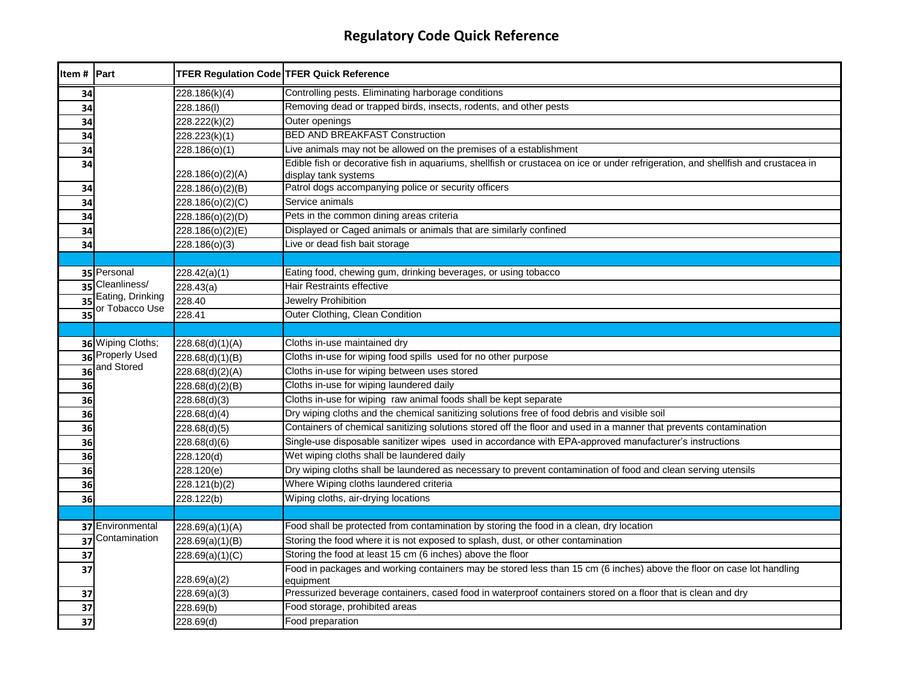# Regulatory Code Quick Reference

| Item # | Part | TFER Regulation Code | TFER Quick Reference |
|---|---|---|---|
| 34 | | 228.186(k)(4) | Controlling pests. Eliminating harborage conditions |
| 34 | | 228.186(l) | Removing dead or trapped birds, insects, rodents, and other pests |
| 34 | | 228.222(k)(2) | Outer openings |
| 34 | | 228.223(k)(1) | BED AND BREAKFAST Construction |
| 34 | | 228.186(o)(1) | Live animals may not be allowed on the premises of a establishment |
| 34 | | 228.186(o)(2)(A) | Edible fish or decorative fish in aquariums, shellfish or crustacea on ice or under refrigeration, and shellfish and crustacea in display tank systems |
| 34 | | 228.186(o)(2)(B) | Patrol dogs accompanying police or security officers |
| 34 | | 228.186(o)(2)(C) | Service animals |
| 34 | | 228.186(o)(2)(D) | Pets in the common dining areas criteria |
| 34 | | 228.186(o)(2)(E) | Displayed or Caged animals or animals that are similarly confined |
| 34 | | 228.186(o)(3) | Live or dead fish bait storage |
| | | | |
| 35 | Personal Cleanliness/ Eating, Drinking or Tobacco Use | 228.42(a)(1) | Eating food, chewing gum, drinking beverages, or using tobacco |
| 35 | | 228.43(a) | Hair Restraints effective |
| 35 | | 228.40 | Jewelry Prohibition |
| 35 | | 228.41 | Outer Clothing, Clean Condition |
| | | | |
| 36 | Wiping Cloths; Properly Used and Stored | 228.68(d)(1)(A) | Cloths in-use maintained dry |
| 36 | | 228.68(d)(1)(B) | Cloths in-use for wiping food spills used for no other purpose |
| 36 | | 228.68(d)(2)(A) | Cloths in-use for wiping between uses stored |
| 36 | | 228.68(d)(2)(B) | Cloths in-use for wiping laundered daily |
| 36 | | 228.68(d)(3) | Cloths in-use for wiping raw animal foods shall be kept separate |
| 36 | | 228.68(d)(4) | Dry wiping cloths and the chemical sanitizing solutions free of food debris and visible soil |
| 36 | | 228.68(d)(5) | Containers of chemical sanitizing solutions stored off the floor and used in a manner that prevents contamination |
| 36 | | 228.68(d)(6) | Single-use disposable sanitizer wipes used in accordance with EPA-approved manufacturer's instructions |
| 36 | | 228.120(d) | Wet wiping cloths shall be laundered daily |
| 36 | | 228.120(e) | Dry wiping cloths shall be laundered as necessary to prevent contamination of food and clean serving utensils |
| 36 | | 228.121(b)(2) | Where Wiping cloths laundered criteria |
| 36 | | 228.122(b) | Wiping cloths, air-drying locations |
| | | | |
| 37 | Environmental Contamination | 228.69(a)(1)(A) | Food shall be protected from contamination by storing the food in a clean, dry location |
| 37 | | 228.69(a)(1)(B) | Storing the food where it is not exposed to splash, dust, or other contamination |
| 37 | | 228.69(a)(1)(C) | Storing the food at least 15 cm (6 inches) above the floor |
| 37 | | 228.69(a)(2) | Food in packages and working containers may be stored less than 15 cm (6 inches) above the floor on case lot handling equipment |
| 37 | | 228.69(a)(3) | Pressurized beverage containers, cased food in waterproof containers stored on a floor that is clean and dry |
| 37 | | 228.69(b) | Food storage, prohibited areas |
| 37 | | 228.69(d) | Food preparation |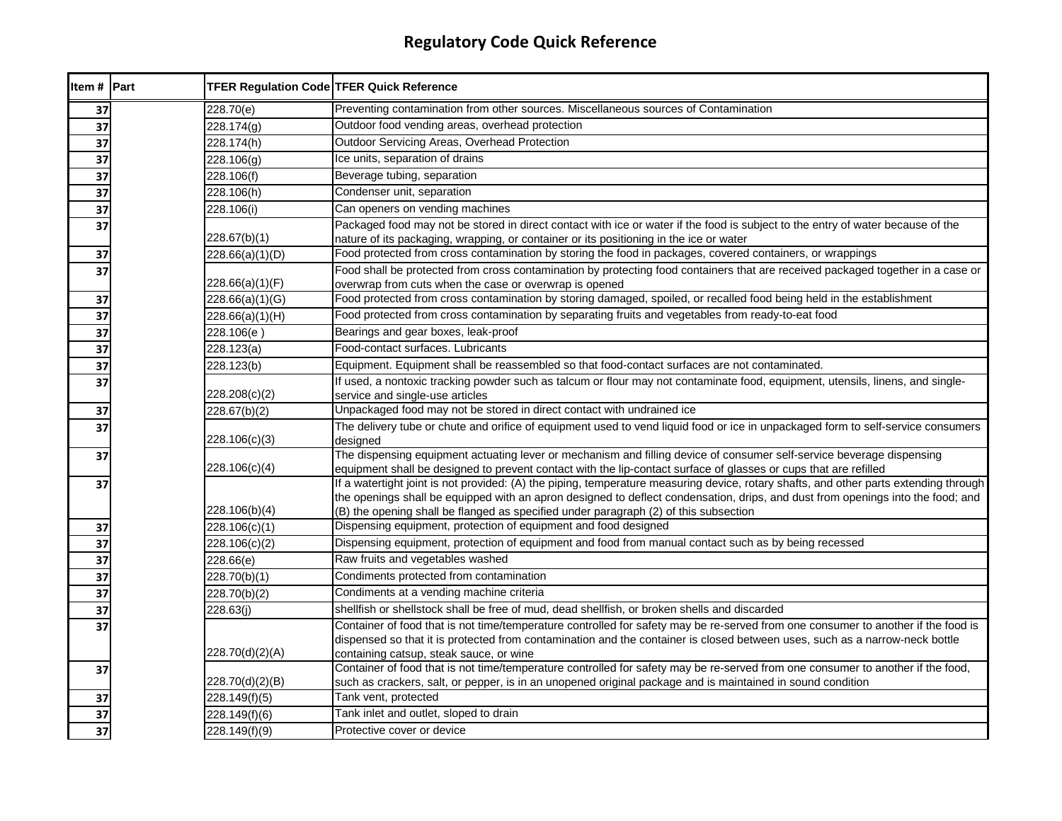# Regulatory Code Quick Reference

| Item # | Part | TFER Regulation Code | TFER Quick Reference |
|---|---|---|---|
| 37 | | 228.70(e) | Preventing contamination from other sources. Miscellaneous sources of Contamination |
| 37 | | 228.174(g) | Outdoor food vending areas, overhead protection |
| 37 | | 228.174(h) | Outdoor Servicing Areas, Overhead Protection |
| 37 | | 228.106(g) | Ice units, separation of drains |
| 37 | | 228.106(f) | Beverage tubing, separation |
| 37 | | 228.106(h) | Condenser unit, separation |
| 37 | | 228.106(i) | Can openers on vending machines |
| 37 | | 228.67(b)(1) | Packaged food may not be stored in direct contact with ice or water if the food is subject to the entry of water because of the nature of its packaging, wrapping, or container or its positioning in the ice or water |
| 37 | | 228.66(a)(1)(D) | Food protected from cross contamination by storing the food in packages, covered containers, or wrappings |
| 37 | | 228.66(a)(1)(F) | Food shall be protected from cross contamination by protecting food containers that are received packaged together in a case or overwrap from cuts when the case or overwrap is opened |
| 37 | | 228.66(a)(1)(G) | Food protected from cross contamination by storing damaged, spoiled, or recalled food being held in the establishment |
| 37 | | 228.66(a)(1)(H) | Food protected from cross contamination by separating fruits and vegetables from ready-to-eat food |
| 37 | | 228.106(e ) | Bearings and gear boxes, leak-proof |
| 37 | | 228.123(a) | Food-contact surfaces. Lubricants |
| 37 | | 228.123(b) | Equipment. Equipment shall be reassembled so that food-contact surfaces are not contaminated. |
| 37 | | 228.208(c)(2) | If used, a nontoxic tracking powder such as talcum or flour may not contaminate food, equipment, utensils, linens, and single-service and single-use articles |
| 37 | | 228.67(b)(2) | Unpackaged food may not be stored in direct contact with undrained ice |
| 37 | | 228.106(c)(3) | The delivery tube or chute and orifice of equipment used to vend liquid food or ice in unpackaged form to self-service consumers designed |
| 37 | | 228.106(c)(4) | The dispensing equipment actuating lever or mechanism and filling device of consumer self-service beverage dispensing equipment shall be designed to prevent contact with the lip-contact surface of glasses or cups that are refilled |
| 37 | | 228.106(b)(4) | If a watertight joint is not provided: (A) the piping, temperature measuring device, rotary shafts, and other parts extending through the openings shall be equipped with an apron designed to deflect condensation, drips, and dust from openings into the food; and (B) the opening shall be flanged as specified under paragraph (2) of this subsection |
| 37 | | 228.106(c)(1) | Dispensing equipment, protection of equipment and food designed |
| 37 | | 228.106(c)(2) | Dispensing equipment, protection of equipment and food from manual contact such as by being recessed |
| 37 | | 228.66(e) | Raw fruits and vegetables washed |
| 37 | | 228.70(b)(1) | Condiments protected from contamination |
| 37 | | 228.70(b)(2) | Condiments at a vending machine criteria |
| 37 | | 228.63(j) | shellfish or shellstock shall be free of mud, dead shellfish, or broken shells and discarded |
| 37 | | 228.70(d)(2)(A) | Container of food that is not time/temperature controlled for safety may be re-served from one consumer to another if the food is dispensed so that it is protected from contamination and the container is closed between uses, such as a narrow-neck bottle containing catsup, steak sauce, or wine |
| 37 | | 228.70(d)(2)(B) | Container of food that is not time/temperature controlled for safety may be re-served from one consumer to another if the food, such as crackers, salt, or pepper, is in an unopened original package and is maintained in sound condition |
| 37 | | 228.149(f)(5) | Tank vent, protected |
| 37 | | 228.149(f)(6) | Tank inlet and outlet, sloped to drain |
| 37 | | 228.149(f)(9) | Protective cover or device |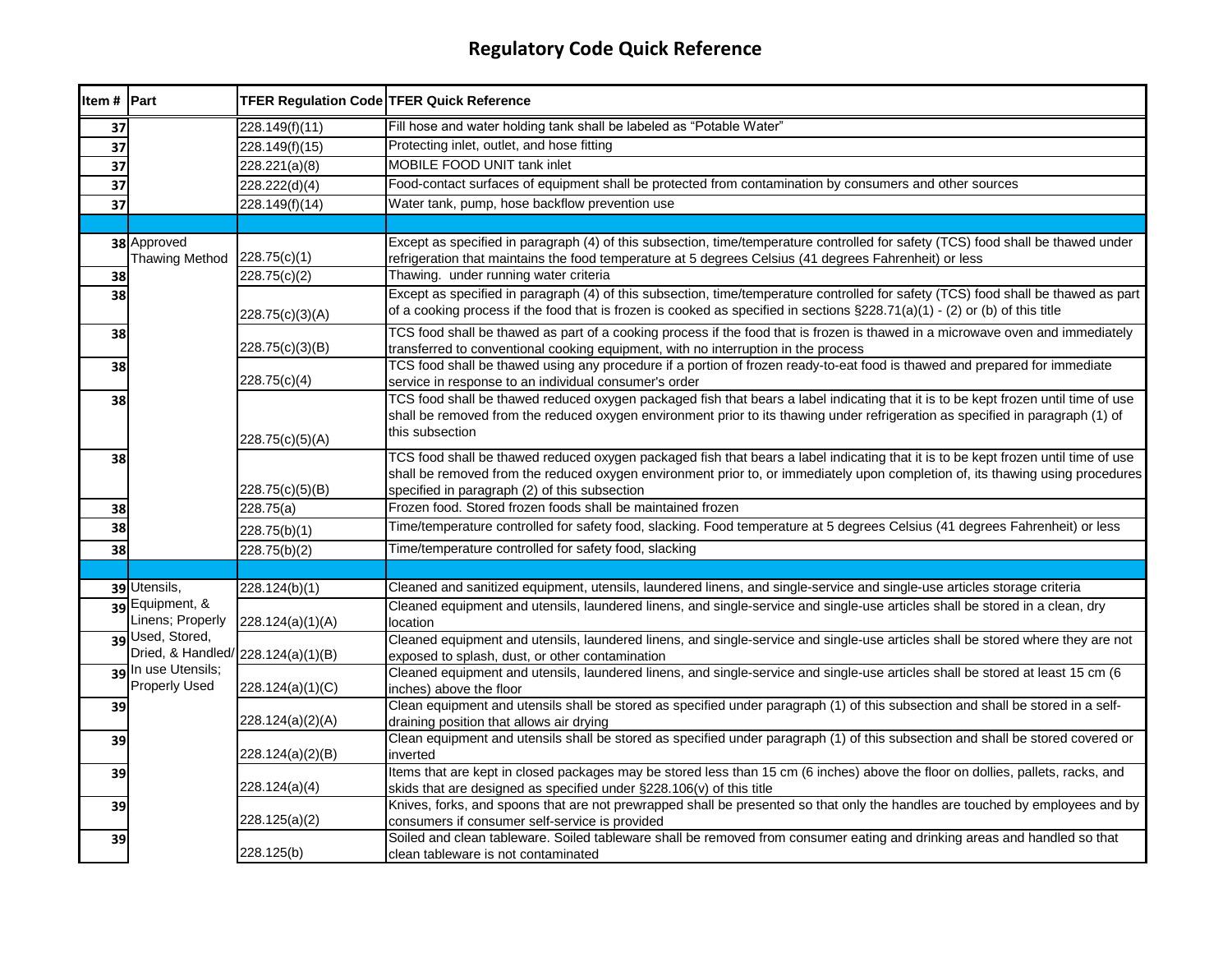# Regulatory Code Quick Reference

| Item # | Part | TFER Regulation Code | TFER Quick Reference |
|---|---|---|---|
| 37 | | 228.149(f)(11) | Fill hose and water holding tank shall be labeled as "Potable Water" |
| 37 | | 228.149(f)(15) | Protecting inlet, outlet, and hose fitting |
| 37 | | 228.221(a)(8) | MOBILE FOOD UNIT tank inlet |
| 37 | | 228.222(d)(4) | Food-contact surfaces of equipment shall be protected from contamination by consumers and other sources |
| 37 | | 228.149(f)(14) | Water tank, pump, hose backflow prevention use |
| | | | |
| 38 | Approved Thawing Method | 228.75(c)(1) | Except as specified in paragraph (4) of this subsection, time/temperature controlled for safety (TCS) food shall be thawed under refrigeration that maintains the food temperature at 5 degrees Celsius (41 degrees Fahrenheit) or less |
| 38 | | 228.75(c)(2) | Thawing. under running water criteria |
| 38 | | 228.75(c)(3)(A) | Except as specified in paragraph (4) of this subsection, time/temperature controlled for safety (TCS) food shall be thawed as part of a cooking process if the food that is frozen is cooked as specified in sections §228.71(a)(1) - (2) or (b) of this title |
| 38 | | 228.75(c)(3)(B) | TCS food shall be thawed as part of a cooking process if the food that is frozen is thawed in a microwave oven and immediately transferred to conventional cooking equipment, with no interruption in the process |
| 38 | | 228.75(c)(4) | TCS food shall be thawed using any procedure if a portion of frozen ready-to-eat food is thawed and prepared for immediate service in response to an individual consumer's order |
| 38 | | 228.75(c)(5)(A) | TCS food shall be thawed reduced oxygen packaged fish that bears a label indicating that it is to be kept frozen until time of use shall be removed from the reduced oxygen environment prior to its thawing under refrigeration as specified in paragraph (1) of this subsection |
| 38 | | 228.75(c)(5)(B) | TCS food shall be thawed reduced oxygen packaged fish that bears a label indicating that it is to be kept frozen until time of use shall be removed from the reduced oxygen environment prior to, or immediately upon completion of, its thawing using procedures specified in paragraph (2) of this subsection |
| 38 | | 228.75(a) | Frozen food. Stored frozen foods shall be maintained frozen |
| 38 | | 228.75(b)(1) | Time/temperature controlled for safety food, slacking. Food temperature at 5 degrees Celsius (41 degrees Fahrenheit) or less |
| 38 | | 228.75(b)(2) | Time/temperature controlled for safety food, slacking |
| | | | |
| 39 | Utensils, Equipment, & Linens; Properly Used, Stored, Dried, & Handled/ In use Utensils; Properly Used | 228.124(b)(1) | Cleaned and sanitized equipment, utensils, laundered linens, and single-service and single-use articles storage criteria |
| 39 | | 228.124(a)(1)(A) | Cleaned equipment and utensils, laundered linens, and single-service and single-use articles shall be stored in a clean, dry location |
| 39 | | 228.124(a)(1)(B) | Cleaned equipment and utensils, laundered linens, and single-service and single-use articles shall be stored where they are not exposed to splash, dust, or other contamination |
| 39 | | 228.124(a)(1)(C) | Cleaned equipment and utensils, laundered linens, and single-service and single-use articles shall be stored at least 15 cm (6 inches) above the floor |
| 39 | | 228.124(a)(2)(A) | Clean equipment and utensils shall be stored as specified under paragraph (1) of this subsection and shall be stored in a self-draining position that allows air drying |
| 39 | | 228.124(a)(2)(B) | Clean equipment and utensils shall be stored as specified under paragraph (1) of this subsection and shall be stored covered or inverted |
| 39 | | 228.124(a)(4) | Items that are kept in closed packages may be stored less than 15 cm (6 inches) above the floor on dollies, pallets, racks, and skids that are designed as specified under §228.106(v) of this title |
| 39 | | 228.125(a)(2) | Knives, forks, and spoons that are not prewrapped shall be presented so that only the handles are touched by employees and by consumers if consumer self-service is provided |
| 39 | | 228.125(b) | Soiled and clean tableware. Soiled tableware shall be removed from consumer eating and drinking areas and handled so that clean tableware is not contaminated |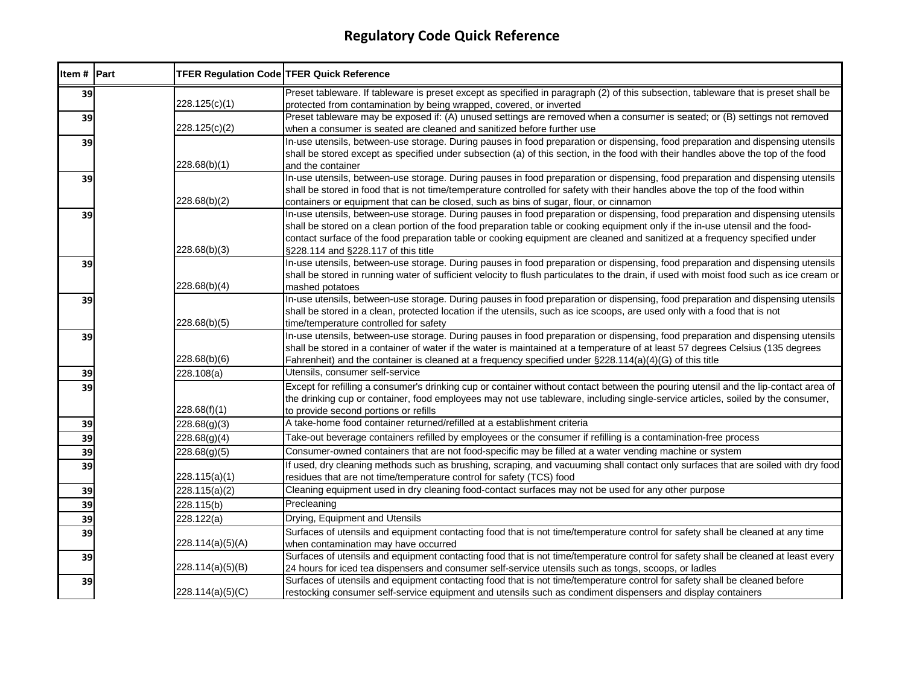# Regulatory Code Quick Reference

| Item # | Part | TFER Regulation Code | TFER Quick Reference |
|---|---|---|---|
| 39 | | 228.125(c)(1) | Preset tableware. If tableware is preset except as specified in paragraph (2) of this subsection, tableware that is preset shall be protected from contamination by being wrapped, covered, or inverted |
| 39 | | 228.125(c)(2) | Preset tableware may be exposed if: (A) unused settings are removed when a consumer is seated; or (B) settings not removed when a consumer is seated are cleaned and sanitized before further use |
| 39 | | 228.68(b)(1) | In-use utensils, between-use storage. During pauses in food preparation or dispensing, food preparation and dispensing utensils shall be stored except as specified under subsection (a) of this section, in the food with their handles above the top of the food and the container |
| 39 | | 228.68(b)(2) | In-use utensils, between-use storage. During pauses in food preparation or dispensing, food preparation and dispensing utensils shall be stored in food that is not time/temperature controlled for safety with their handles above the top of the food within containers or equipment that can be closed, such as bins of sugar, flour, or cinnamon |
| 39 | | 228.68(b)(3) | In-use utensils, between-use storage. During pauses in food preparation or dispensing, food preparation and dispensing utensils shall be stored on a clean portion of the food preparation table or cooking equipment only if the in-use utensil and the food-contact surface of the food preparation table or cooking equipment are cleaned and sanitized at a frequency specified under §228.114 and §228.117 of this title |
| 39 | | 228.68(b)(4) | In-use utensils, between-use storage. During pauses in food preparation or dispensing, food preparation and dispensing utensils shall be stored in running water of sufficient velocity to flush particulates to the drain, if used with moist food such as ice cream or mashed potatoes |
| 39 | | 228.68(b)(5) | In-use utensils, between-use storage. During pauses in food preparation or dispensing, food preparation and dispensing utensils shall be stored in a clean, protected location if the utensils, such as ice scoops, are used only with a food that is not time/temperature controlled for safety |
| 39 | | 228.68(b)(6) | In-use utensils, between-use storage. During pauses in food preparation or dispensing, food preparation and dispensing utensils shall be stored in a container of water if the water is maintained at a temperature of at least 57 degrees Celsius (135 degrees Fahrenheit) and the container is cleaned at a frequency specified under §228.114(a)(4)(G) of this title |
| 39 | | 228.108(a) | Utensils, consumer self-service |
| 39 | | 228.68(f)(1) | Except for refilling a consumer's drinking cup or container without contact between the pouring utensil and the lip-contact area of the drinking cup or container, food employees may not use tableware, including single-service articles, soiled by the consumer, to provide second portions or refills |
| 39 | | 228.68(g)(3) | A take-home food container returned/refilled at a establishment criteria |
| 39 | | 228.68(g)(4) | Take-out beverage containers refilled by employees or the consumer if refilling is a contamination-free process |
| 39 | | 228.68(g)(5) | Consumer-owned containers that are not food-specific may be filled at a water vending machine or system |
| 39 | | 228.115(a)(1) | If used, dry cleaning methods such as brushing, scraping, and vacuuming shall contact only surfaces that are soiled with dry food residues that are not time/temperature control for safety (TCS) food |
| 39 | | 228.115(a)(2) | Cleaning equipment used in dry cleaning food-contact surfaces may not be used for any other purpose |
| 39 | | 228.115(b) | Precleaning |
| 39 | | 228.122(a) | Drying, Equipment and Utensils |
| 39 | | 228.114(a)(5)(A) | Surfaces of utensils and equipment contacting food that is not time/temperature control for safety shall be cleaned at any time when contamination may have occurred |
| 39 | | 228.114(a)(5)(B) | Surfaces of utensils and equipment contacting food that is not time/temperature control for safety shall be cleaned at least every 24 hours for iced tea dispensers and consumer self-service utensils such as tongs, scoops, or ladles |
| 39 | | 228.114(a)(5)(C) | Surfaces of utensils and equipment contacting food that is not time/temperature control for safety shall be cleaned before restocking consumer self-service equipment and utensils such as condiment dispensers and display containers |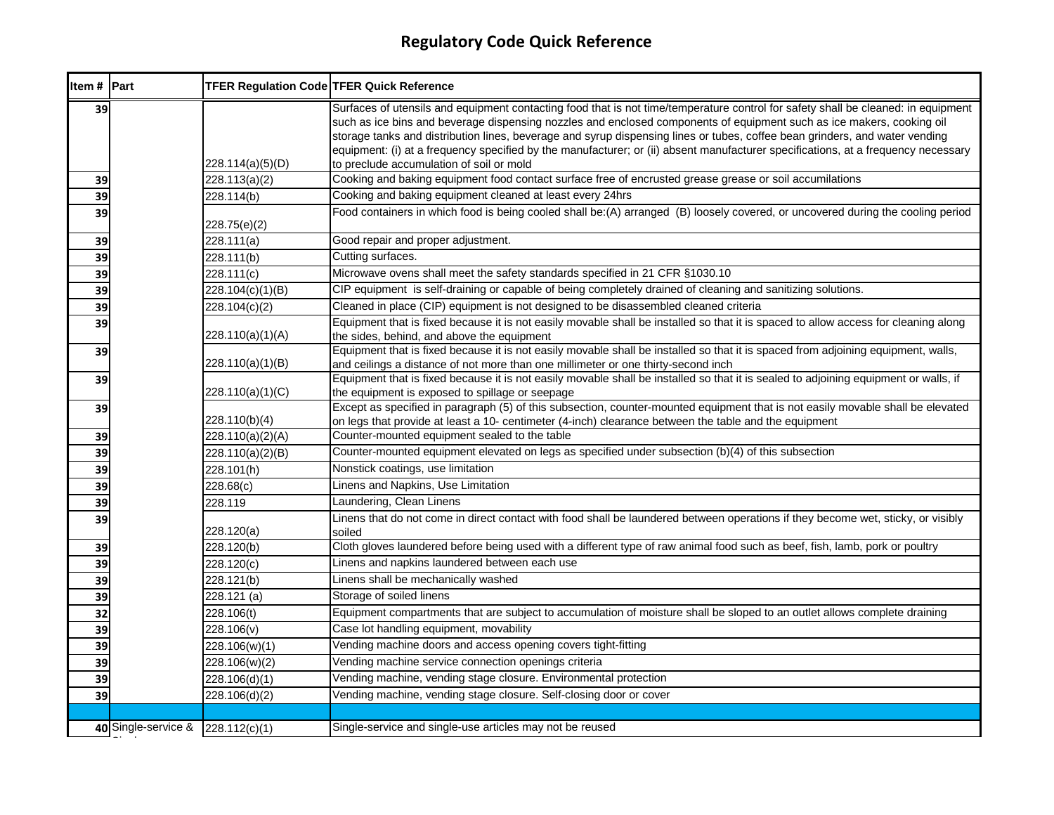# Regulatory Code Quick Reference

| Item # | Part | TFER Regulation Code | TFER Quick Reference |
|---|---|---|---|
| 39 | | 228.114(a)(5)(D) | Surfaces of utensils and equipment contacting food that is not time/temperature control for safety shall be cleaned: in equipment such as ice bins and beverage dispensing nozzles and enclosed components of equipment such as ice makers, cooking oil storage tanks and distribution lines, beverage and syrup dispensing lines or tubes, coffee bean grinders, and water vending equipment: (i) at a frequency specified by the manufacturer; or (ii) absent manufacturer specifications, at a frequency necessary to preclude accumulation of soil or mold |
| 39 | | 228.113(a)(2) | Cooking and baking equipment food contact surface free of encrusted grease grease or soil accumilations |
| 39 | | 228.114(b) | Cooking and baking equipment cleaned at least every 24hrs |
| 39 | | 228.75(e)(2) | Food containers in which food is being cooled shall be:(A) arranged (B) loosely covered, or uncovered during the cooling period |
| 39 | | 228.111(a) | Good repair and proper adjustment. |
| 39 | | 228.111(b) | Cutting surfaces. |
| 39 | | 228.111(c) | Microwave ovens shall meet the safety standards specified in 21 CFR §1030.10 |
| 39 | | 228.104(c)(1)(B) | CIP equipment is self-draining or capable of being completely drained of cleaning and sanitizing solutions. |
| 39 | | 228.104(c)(2) | Cleaned in place (CIP) equipment is not designed to be disassembled cleaned criteria |
| 39 | | 228.110(a)(1)(A) | Equipment that is fixed because it is not easily movable shall be installed so that it is spaced to allow access for cleaning along the sides, behind, and above the equipment |
| 39 | | 228.110(a)(1)(B) | Equipment that is fixed because it is not easily movable shall be installed so that it is spaced from adjoining equipment, walls, and ceilings a distance of not more than one millimeter or one thirty-second inch |
| 39 | | 228.110(a)(1)(C) | Equipment that is fixed because it is not easily movable shall be installed so that it is sealed to adjoining equipment or walls, if the equipment is exposed to spillage or seepage |
| 39 | | 228.110(b)(4) | Except as specified in paragraph (5) of this subsection, counter-mounted equipment that is not easily movable shall be elevated on legs that provide at least a 10- centimeter (4-inch) clearance between the table and the equipment |
| 39 | | 228.110(a)(2)(A) | Counter-mounted equipment sealed to the table |
| 39 | | 228.110(a)(2)(B) | Counter-mounted equipment elevated on legs as specified under subsection (b)(4) of this subsection |
| 39 | | 228.101(h) | Nonstick coatings, use limitation |
| 39 | | 228.68(c) | Linens and Napkins, Use Limitation |
| 39 | | 228.119 | Laundering, Clean Linens |
| 39 | | 228.120(a) | Linens that do not come in direct contact with food shall be laundered between operations if they become wet, sticky, or visibly soiled |
| 39 | | 228.120(b) | Cloth gloves laundered before being used with a different type of raw animal food such as beef, fish, lamb, pork or poultry |
| 39 | | 228.120(c) | Linens and napkins laundered between each use |
| 39 | | 228.121(b) | Linens shall be mechanically washed |
| 39 | | 228.121 (a) | Storage of soiled linens |
| 32 | | 228.106(t) | Equipment compartments that are subject to accumulation of moisture shall be sloped to an outlet allows complete draining |
| 39 | | 228.106(v) | Case lot handling equipment, movability |
| 39 | | 228.106(w)(1) | Vending machine doors and access opening covers tight-fitting |
| 39 | | 228.106(w)(2) | Vending machine service connection openings criteria |
| 39 | | 228.106(d)(1) | Vending machine, vending stage closure. Environmental protection |
| 39 | | 228.106(d)(2) | Vending machine, vending stage closure. Self-closing door or cover |
| | | | |
| 40 | Single-service & | 228.112(c)(1) | Single-service and single-use articles may not be reused |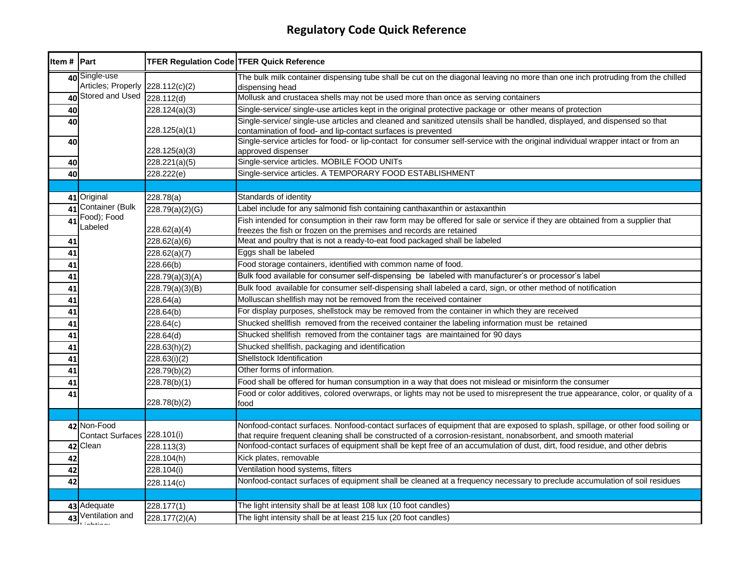# Regulatory Code Quick Reference

| Item # | Part | TFER Regulation Code | TFER Quick Reference |
|---|---|---|---|
| 40 | Single-use Articles; Properly Stored and Used | 228.112(c)(2) | The bulk milk container dispensing tube shall be cut on the diagonal leaving no more than one inch protruding from the chilled dispensing head |
| 40 | | 228.112(d) | Mollusk and crustacea shells may not be used more than once as serving containers |
| 40 | | 228.124(a)(3) | Single-service/ single-use articles kept in the original protective package or other means of protection |
| 40 | | 228.125(a)(1) | Single-service/ single-use articles and cleaned and sanitized utensils shall be handled, displayed, and dispensed so that contamination of food- and lip-contact surfaces is prevented |
| 40 | | 228.125(a)(3) | Single-service articles for food- or lip-contact for consumer self-service with the original individual wrapper intact or from an approved dispenser |
| 40 | | 228.221(a)(5) | Single-service articles. MOBILE FOOD UNITs |
| 40 | | 228.222(e) | Single-service articles. A TEMPORARY FOOD ESTABLISHMENT |
| | | | |
| 41 | Original Container (Bulk Food); Food Labeled | 228.78(a) | Standards of identity |
| 41 | | 228.79(a)(2)(G) | Label include for any salmonid fish containing canthaxanthin or astaxanthin |
| 41 | | 228.62(a)(4) | Fish intended for consumption in their raw form may be offered for sale or service if they are obtained from a supplier that freezes the fish or frozen on the premises and records are retained |
| 41 | | 228.62(a)(6) | Meat and poultry that is not a ready-to-eat food packaged shall be labeled |
| 41 | | 228.62(a)(7) | Eggs shall be labeled |
| 41 | | 228.66(b) | Food storage containers, identified with common name of food. |
| 41 | | 228.79(a)(3)(A) | Bulk food available for consumer self-dispensing be labeled with manufacturer's or processor's label |
| 41 | | 228.79(a)(3)(B) | Bulk food available for consumer self-dispensing shall labeled a card, sign, or other method of notification |
| 41 | | 228.64(a) | Molluscan shellfish may not be removed from the received container |
| 41 | | 228.64(b) | For display purposes, shellstock may be removed from the container in which they are received |
| 41 | | 228.64(c) | Shucked shellfish removed from the received container the labeling information must be retained |
| 41 | | 228.64(d) | Shucked shellfish removed from the container tags are maintained for 90 days |
| 41 | | 228.63(h)(2) | Shucked shellfish, packaging and identification |
| 41 | | 228.63(i)(2) | Shellstock Identification |
| 41 | | 228.79(b)(2) | Other forms of information. |
| 41 | | 228.78(b)(1) | Food shall be offered for human consumption in a way that does not mislead or misinform the consumer |
| 41 | | 228.78(b)(2) | Food or color additives, colored overwraps, or lights may not be used to misrepresent the true appearance, color, or quality of a food |
| | | | |
| 42 | Non-Food Contact Surfaces Clean | 228.101(i) | Nonfood-contact surfaces. Nonfood-contact surfaces of equipment that are exposed to splash, spillage, or other food soiling or that require frequent cleaning shall be constructed of a corrosion-resistant, nonabsorbent, and smooth material |
| 42 | | 228.113(3) | Nonfood-contact surfaces of equipment shall be kept free of an accumulation of dust, dirt, food residue, and other debris |
| 42 | | 228.104(h) | Kick plates, removable |
| 42 | | 228.104(i) | Ventilation hood systems, filters |
| 42 | | 228.114(c) | Nonfood-contact surfaces of equipment shall be cleaned at a frequency necessary to preclude accumulation of soil residues |
| | | | |
| 43 | Adequate Ventilation and Lighting; | 228.177(1) | The light intensity shall be at least 108 lux (10 foot candles) |
| 43 | | 228.177(2)(A) | The light intensity shall be at least 215 lux (20 foot candles) |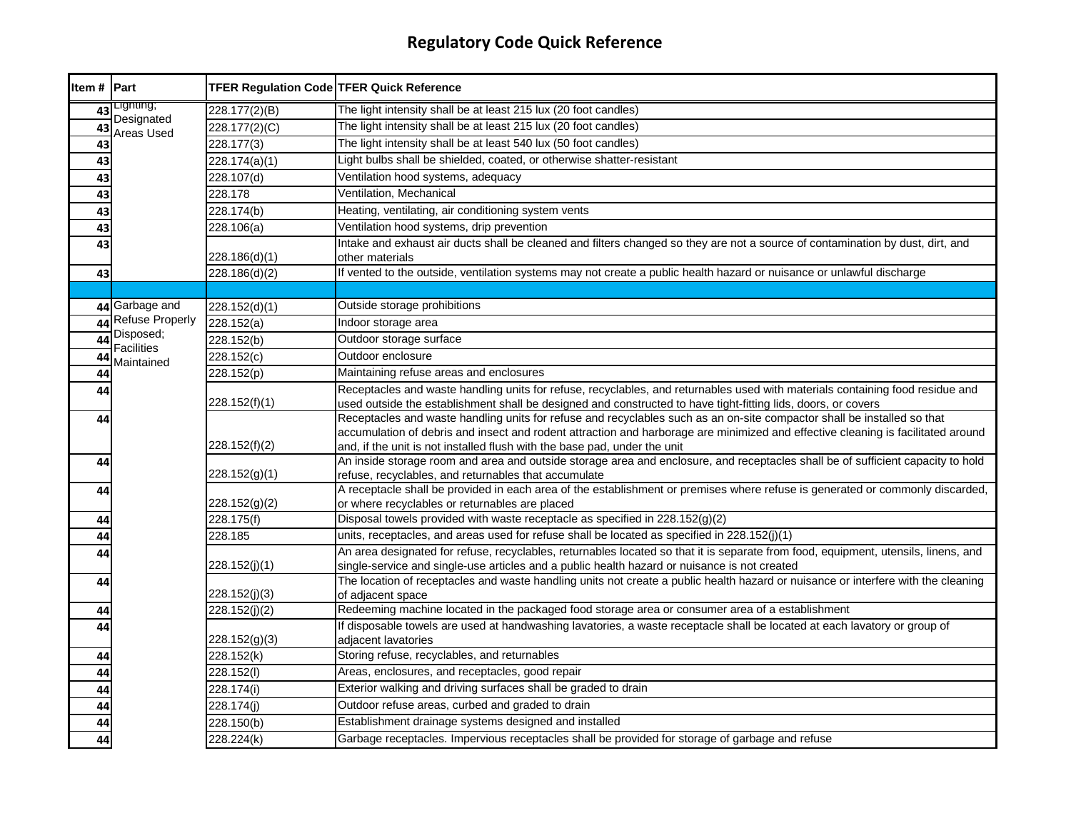# Regulatory Code Quick Reference

| Item # | Part | TFER Regulation Code | TFER Quick Reference |
|---|---|---|---|
| 43 | Lighting; Designated Areas Used | 228.177(2)(B) | The light intensity shall be at least 215 lux (20 foot candles) |
| 43 | | 228.177(2)(C) | The light intensity shall be at least 215 lux (20 foot candles) |
| 43 | | 228.177(3) | The light intensity shall be at least 540 lux (50 foot candles) |
| 43 | | 228.174(a)(1) | Light bulbs shall be shielded, coated, or otherwise shatter-resistant |
| 43 | | 228.107(d) | Ventilation hood systems, adequacy |
| 43 | | 228.178 | Ventilation, Mechanical |
| 43 | | 228.174(b) | Heating, ventilating, air conditioning system vents |
| 43 | | 228.106(a) | Ventilation hood systems, drip prevention |
| 43 | | 228.186(d)(1) | Intake and exhaust air ducts shall be cleaned and filters changed so they are not a source of contamination by dust, dirt, and other materials |
| 43 | | 228.186(d)(2) | If vented to the outside, ventilation systems may not create a public health hazard or nuisance or unlawful discharge |
| | | | |
| 44 | Garbage and Refuse Properly Disposed; Facilities Maintained | 228.152(d)(1) | Outside storage prohibitions |
| 44 | | 228.152(a) | Indoor storage area |
| 44 | | 228.152(b) | Outdoor storage surface |
| 44 | | 228.152(c) | Outdoor enclosure |
| 44 | | 228.152(p) | Maintaining refuse areas and enclosures |
| 44 | | 228.152(f)(1) | Receptacles and waste handling units for refuse, recyclables, and returnables used with materials containing food residue and used outside the establishment shall be designed and constructed to have tight-fitting lids, doors, or covers |
| 44 | | 228.152(f)(2) | Receptacles and waste handling units for refuse and recyclables such as an on-site compactor shall be installed so that accumulation of debris and insect and rodent attraction and harborage are minimized and effective cleaning is facilitated around and, if the unit is not installed flush with the base pad, under the unit |
| 44 | | 228.152(g)(1) | An inside storage room and area and outside storage area and enclosure, and receptacles shall be of sufficient capacity to hold refuse, recyclables, and returnables that accumulate |
| 44 | | 228.152(g)(2) | A receptacle shall be provided in each area of the establishment or premises where refuse is generated or commonly discarded, or where recyclables or returnables are placed |
| 44 | | 228.175(f) | Disposal towels provided with waste receptacle as specified in 228.152(g)(2) |
| 44 | | 228.185 | units, receptacles, and areas used for refuse shall be located as specified in 228.152(j)(1) |
| 44 | | 228.152(j)(1) | An area designated for refuse, recyclables, returnables located so that it is separate from food, equipment, utensils, linens, and single-service and single-use articles and a public health hazard or nuisance is not created |
| 44 | | 228.152(j)(3) | The location of receptacles and waste handling units not create a public health hazard or nuisance or interfere with the cleaning of adjacent space |
| 44 | | 228.152(j)(2) | Redeeming machine located in the packaged food storage area or consumer area of a establishment |
| 44 | | 228.152(g)(3) | If disposable towels are used at handwashing lavatories, a waste receptacle shall be located at each lavatory or group of adjacent lavatories |
| 44 | | 228.152(k) | Storing refuse, recyclables, and returnables |
| 44 | | 228.152(l) | Areas, enclosures, and receptacles, good repair |
| 44 | | 228.174(i) | Exterior walking and driving surfaces shall be graded to drain |
| 44 | | 228.174(j) | Outdoor refuse areas, curbed and graded to drain |
| 44 | | 228.150(b) | Establishment drainage systems designed and installed |
| 44 | | 228.224(k) | Garbage receptacles. Impervious receptacles shall be provided for storage of garbage and refuse |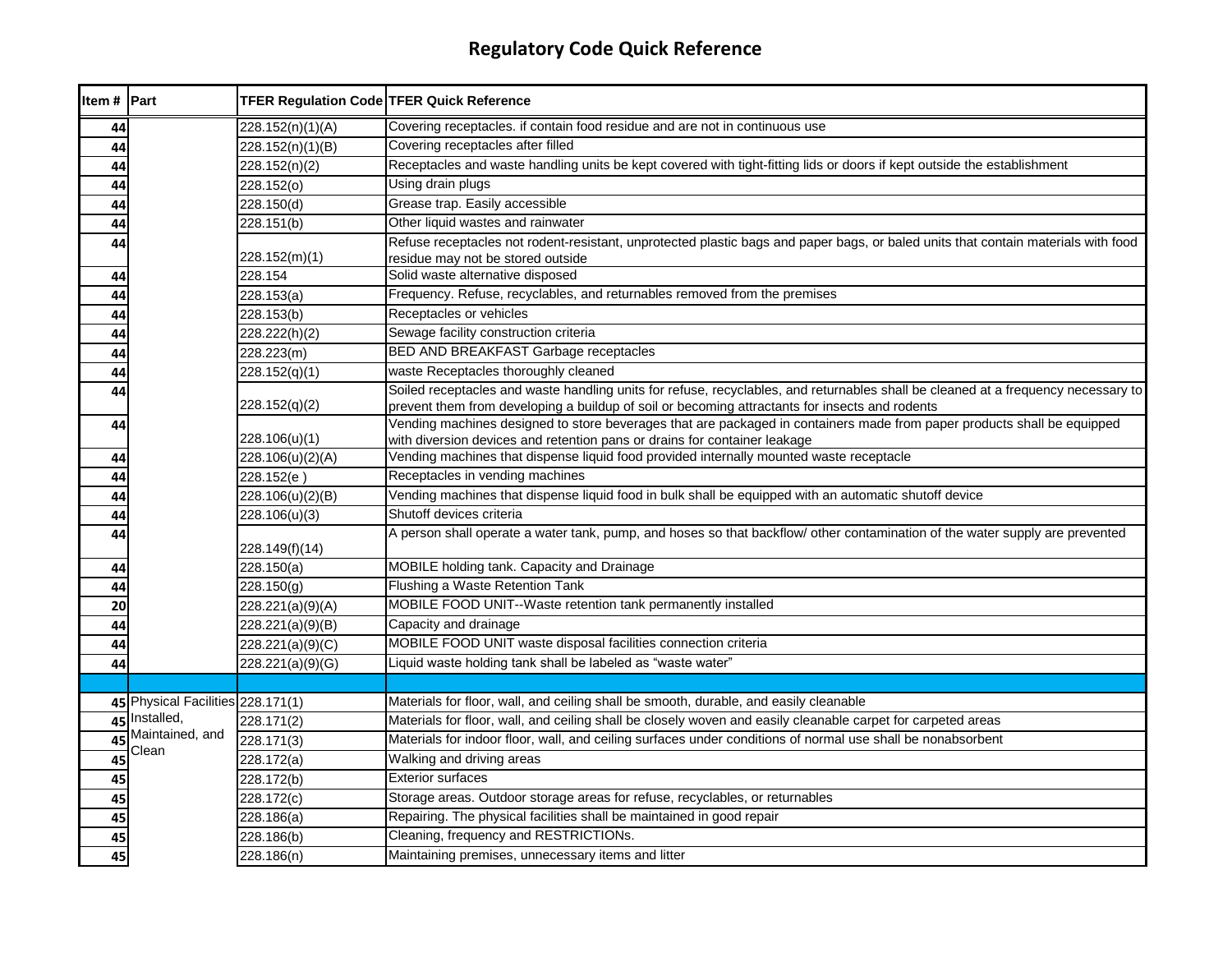# Regulatory Code Quick Reference

| Item # | Part | TFER Regulation Code | TFER Quick Reference |
|---|---|---|---|
| 44 | | 228.152(n)(1)(A) | Covering receptacles. if contain food residue and are not in continuous use |
| 44 | | 228.152(n)(1)(B) | Covering receptacles after filled |
| 44 | | 228.152(n)(2) | Receptacles and waste handling units be kept covered with tight-fitting lids or doors if kept outside the establishment |
| 44 | | 228.152(o) | Using drain plugs |
| 44 | | 228.150(d) | Grease trap. Easily accessible |
| 44 | | 228.151(b) | Other liquid wastes and rainwater |
| 44 | | 228.152(m)(1) | Refuse receptacles not rodent-resistant, unprotected plastic bags and paper bags, or baled units that contain materials with food residue may not be stored outside |
| 44 | | 228.154 | Solid waste alternative disposed |
| 44 | | 228.153(a) | Frequency. Refuse, recyclables, and returnables removed from the premises |
| 44 | | 228.153(b) | Receptacles or vehicles |
| 44 | | 228.222(h)(2) | Sewage facility construction criteria |
| 44 | | 228.223(m) | BED AND BREAKFAST Garbage receptacles |
| 44 | | 228.152(q)(1) | waste Receptacles thoroughly cleaned |
| 44 | | 228.152(q)(2) | Soiled receptacles and waste handling units for refuse, recyclables, and returnables shall be cleaned at a frequency necessary to prevent them from developing a buildup of soil or becoming attractants for insects and rodents |
| 44 | | 228.106(u)(1) | Vending machines designed to store beverages that are packaged in containers made from paper products shall be equipped with diversion devices and retention pans or drains for container leakage |
| 44 | | 228.106(u)(2)(A) | Vending machines that dispense liquid food provided internally mounted waste receptacle |
| 44 | | 228.152(e ) | Receptacles in vending machines |
| 44 | | 228.106(u)(2)(B) | Vending machines that dispense liquid food in bulk shall be equipped with an automatic shutoff device |
| 44 | | 228.106(u)(3) | Shutoff devices criteria |
| 44 | | 228.149(f)(14) | A person shall operate a water tank, pump, and hoses so that backflow/ other contamination of the water supply are prevented |
| 44 | | 228.150(a) | MOBILE holding tank. Capacity and Drainage |
| 44 | | 228.150(g) | Flushing a Waste Retention Tank |
| 20 | | 228.221(a)(9)(A) | MOBILE FOOD UNIT--Waste retention tank permanently installed |
| 44 | | 228.221(a)(9)(B) | Capacity and drainage |
| 44 | | 228.221(a)(9)(C) | MOBILE FOOD UNIT waste disposal facilities connection criteria |
| 44 | | 228.221(a)(9)(G) | Liquid waste holding tank shall be labeled as "waste water" |
| | | | |
| 45 | Physical Facilities Installed, Maintained, and Clean | 228.171(1) | Materials for floor, wall, and ceiling shall be smooth, durable, and easily cleanable |
| 45 | | 228.171(2) | Materials for floor, wall, and ceiling shall be closely woven and easily cleanable carpet for carpeted areas |
| 45 | | 228.171(3) | Materials for indoor floor, wall, and ceiling surfaces under conditions of normal use shall be nonabsorbent |
| 45 | | 228.172(a) | Walking and driving areas |
| 45 | | 228.172(b) | Exterior surfaces |
| 45 | | 228.172(c) | Storage areas. Outdoor storage areas for refuse, recyclables, or returnables |
| 45 | | 228.186(a) | Repairing. The physical facilities shall be maintained in good repair |
| 45 | | 228.186(b) | Cleaning, frequency and RESTRICTIONs. |
| 45 | | 228.186(n) | Maintaining premises, unnecessary items and litter |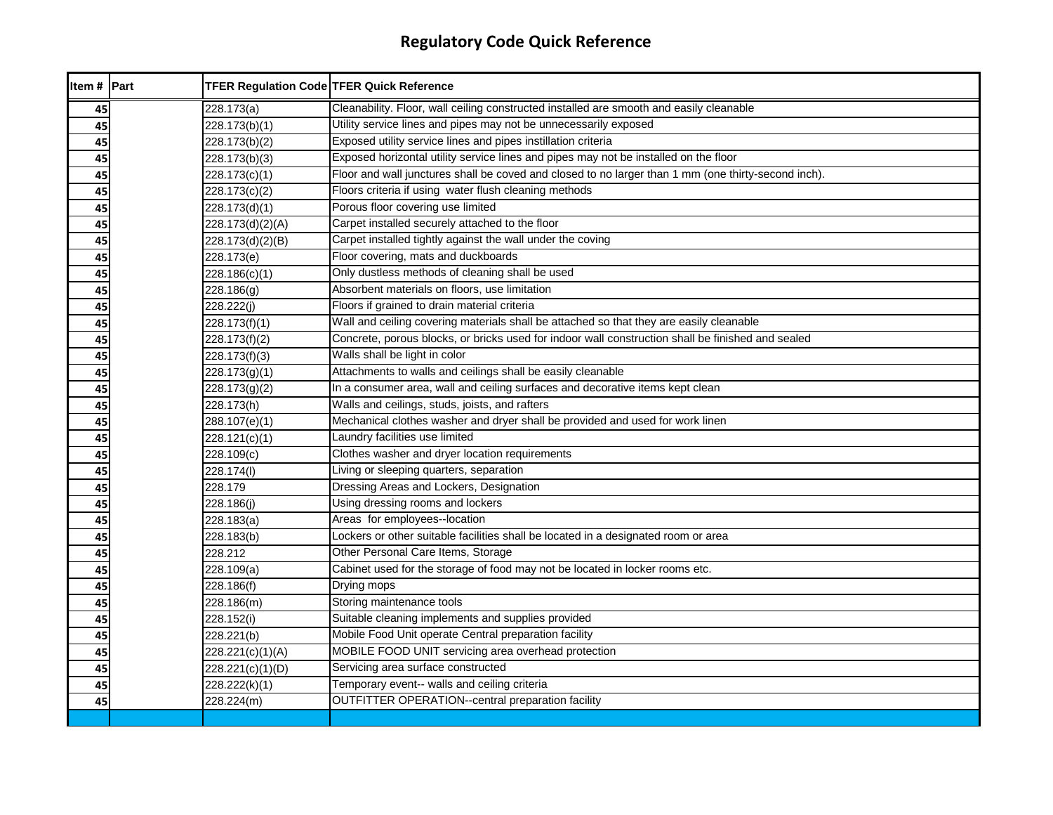# Regulatory Code Quick Reference

| Item # | Part | TFER Regulation Code | TFER Quick Reference |
|---|---|---|---|
| 45 | | 228.173(a) | Cleanability. Floor, wall ceiling constructed installed are smooth and easily cleanable |
| 45 | | 228.173(b)(1) | Utility service lines and pipes may not be unnecessarily exposed |
| 45 | | 228.173(b)(2) | Exposed utility service lines and pipes instillation criteria |
| 45 | | 228.173(b)(3) | Exposed horizontal utility service lines and pipes may not be installed on the floor |
| 45 | | 228.173(c)(1) | Floor and wall junctures shall be coved and closed to no larger than 1 mm (one thirty-second inch). |
| 45 | | 228.173(c)(2) | Floors criteria if using water flush cleaning methods |
| 45 | | 228.173(d)(1) | Porous floor covering use limited |
| 45 | | 228.173(d)(2)(A) | Carpet installed securely attached to the floor |
| 45 | | 228.173(d)(2)(B) | Carpet installed tightly against the wall under the coving |
| 45 | | 228.173(e) | Floor covering, mats and duckboards |
| 45 | | 228.186(c)(1) | Only dustless methods of cleaning shall be used |
| 45 | | 228.186(g) | Absorbent materials on floors, use limitation |
| 45 | | 228.222(j) | Floors if grained to drain material criteria |
| 45 | | 228.173(f)(1) | Wall and ceiling covering materials shall be attached so that they are easily cleanable |
| 45 | | 228.173(f)(2) | Concrete, porous blocks, or bricks used for indoor wall construction shall be finished and sealed |
| 45 | | 228.173(f)(3) | Walls shall be light in color |
| 45 | | 228.173(g)(1) | Attachments to walls and ceilings shall be easily cleanable |
| 45 | | 228.173(g)(2) | In a consumer area, wall and ceiling surfaces and decorative items kept clean |
| 45 | | 228.173(h) | Walls and ceilings, studs, joists, and rafters |
| 45 | | 288.107(e)(1) | Mechanical clothes washer and dryer shall be provided and used for work linen |
| 45 | | 228.121(c)(1) | Laundry facilities use limited |
| 45 | | 228.109(c) | Clothes washer and dryer location requirements |
| 45 | | 228.174(l) | Living or sleeping quarters, separation |
| 45 | | 228.179 | Dressing Areas and Lockers, Designation |
| 45 | | 228.186(j) | Using dressing rooms and lockers |
| 45 | | 228.183(a) | Areas for employees--location |
| 45 | | 228.183(b) | Lockers or other suitable facilities shall be located in a designated room or area |
| 45 | | 228.212 | Other Personal Care Items, Storage |
| 45 | | 228.109(a) | Cabinet used for the storage of food may not be located in locker rooms etc. |
| 45 | | 228.186(f) | Drying mops |
| 45 | | 228.186(m) | Storing maintenance tools |
| 45 | | 228.152(i) | Suitable cleaning implements and supplies provided |
| 45 | | 228.221(b) | Mobile Food Unit operate Central preparation facility |
| 45 | | 228.221(c)(1)(A) | MOBILE FOOD UNIT servicing area overhead protection |
| 45 | | 228.221(c)(1)(D) | Servicing area surface constructed |
| 45 | | 228.222(k)(1) | Temporary event-- walls and ceiling criteria |
| 45 | | 228.224(m) | OUTFITTER OPERATION--central preparation facility |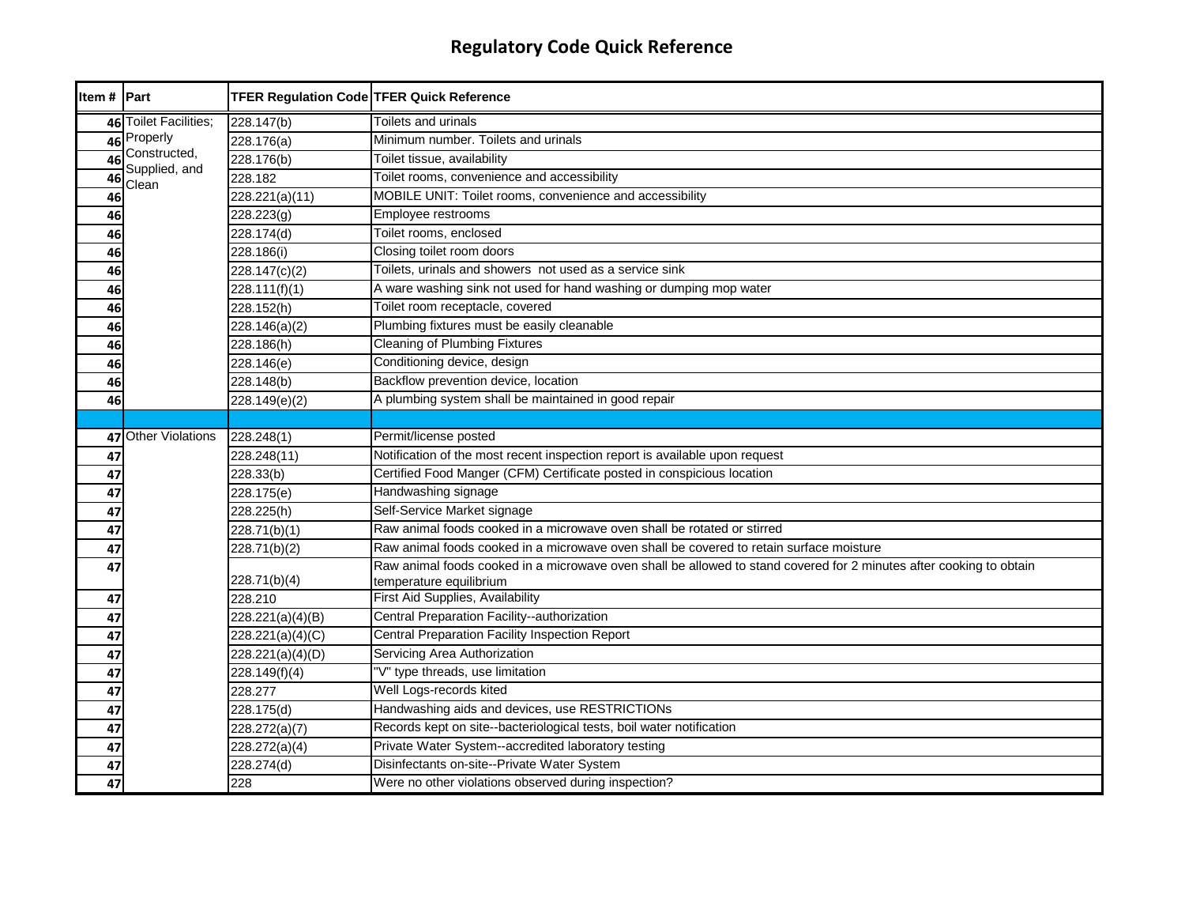# Regulatory Code Quick Reference

| Item # | Part | TFER Regulation Code | TFER Quick Reference |
|---|---|---|---|
| 46 | Toilet Facilities; Properly Constructed, Supplied, and Clean | 228.147(b) | Toilets and urinals |
| 46 | | 228.176(a) | Minimum number. Toilets and urinals |
| 46 | | 228.176(b) | Toilet tissue, availability |
| 46 | | 228.182 | Toilet rooms, convenience and accessibility |
| 46 | | 228.221(a)(11) | MOBILE UNIT: Toilet rooms, convenience and accessibility |
| 46 | | 228.223(g) | Employee restrooms |
| 46 | | 228.174(d) | Toilet rooms, enclosed |
| 46 | | 228.186(i) | Closing toilet room doors |
| 46 | | 228.147(c)(2) | Toilets, urinals and showers not used as a service sink |
| 46 | | 228.111(f)(1) | A ware washing sink not used for hand washing or dumping mop water |
| 46 | | 228.152(h) | Toilet room receptacle, covered |
| 46 | | 228.146(a)(2) | Plumbing fixtures must be easily cleanable |
| 46 | | 228.186(h) | Cleaning of Plumbing Fixtures |
| 46 | | 228.146(e) | Conditioning device, design |
| 46 | | 228.148(b) | Backflow prevention device, location |
| 46 | | 228.149(e)(2) | A plumbing system shall be maintained in good repair |
| | | | |
| 47 | Other Violations | 228.248(1) | Permit/license posted |
| 47 | | 228.248(11) | Notification of the most recent inspection report is available upon request |
| 47 | | 228.33(b) | Certified Food Manger (CFM) Certificate posted in conspicuous location |
| 47 | | 228.175(e) | Handwashing signage |
| 47 | | 228.225(h) | Self-Service Market signage |
| 47 | | 228.71(b)(1) | Raw animal foods cooked in a microwave oven shall be rotated or stirred |
| 47 | | 228.71(b)(2) | Raw animal foods cooked in a microwave oven shall be covered to retain surface moisture |
| 47 | | 228.71(b)(4) | Raw animal foods cooked in a microwave oven shall be allowed to stand covered for 2 minutes after cooking to obtain temperature equilibrium |
| 47 | | 228.210 | First Aid Supplies, Availability |
| 47 | | 228.221(a)(4)(B) | Central Preparation Facility--authorization |
| 47 | | 228.221(a)(4)(C) | Central Preparation Facility Inspection Report |
| 47 | | 228.221(a)(4)(D) | Servicing Area Authorization |
| 47 | | 228.149(f)(4) | "V" type threads, use limitation |
| 47 | | 228.277 | Well Logs-records kited |
| 47 | | 228.175(d) | Handwashing aids and devices, use RESTRICTIONs |
| 47 | | 228.272(a)(7) | Records kept on site--bacteriological tests, boil water notification |
| 47 | | 228.272(a)(4) | Private Water System--accredited laboratory testing |
| 47 | | 228.274(d) | Disinfectants on-site--Private Water System |
| 47 | | 228 | Were no other violations observed during inspection? |